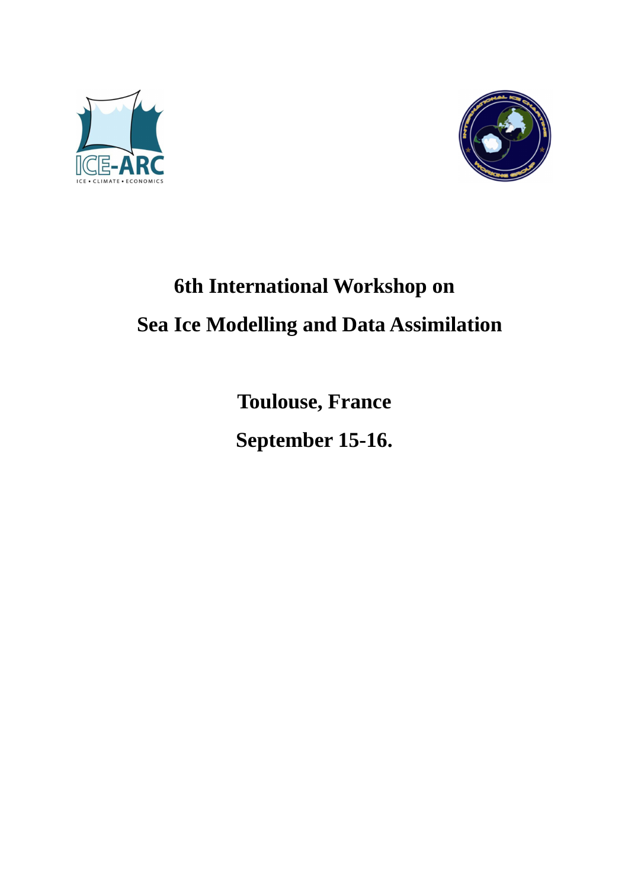# 6th International Workshop on Sea Ice Modelling and Data Assimilation

## Toulouse, France

## September 15-16.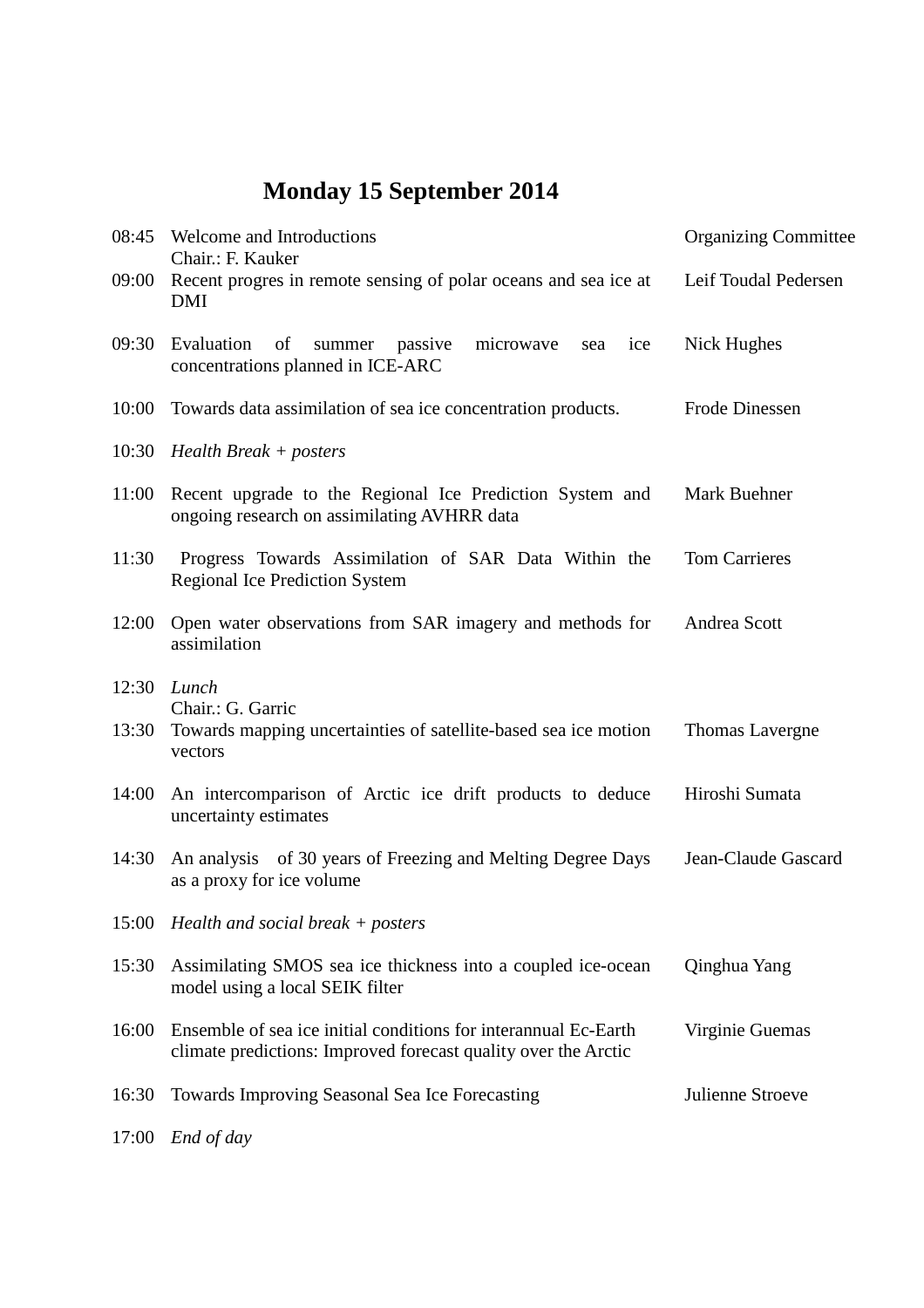# Monday 15 September 2014

| Time | Title | Speaker |
|---|---|---|
| 08:45 | Welcome and Introductions | Organizing Committee |
| | Chair.: F. Kauker | |
| 09:00 | Recent progres in remote sensing of polar oceans and sea ice at DMI | Leif Toudal Pedersen |
| 09:30 | Evaluation of summer passive microwave sea ice concentrations planned in ICE-ARC | Nick Hughes |
| 10:00 | Towards data assimilation of sea ice concentration products. | Frode Dinessen |
| 10:30 | *Health Break + posters* | |
| 11:00 | Recent upgrade to the Regional Ice Prediction System and ongoing research on assimilating AVHRR data | Mark Buehner |
| 11:30 | Progress Towards Assimilation of SAR Data Within the Regional Ice Prediction System | Tom Carrieres |
| 12:00 | Open water observations from SAR imagery and methods for assimilation | Andrea Scott |
| 12:30 | *Lunch* | |
| | Chair.: G. Garric | |
| 13:30 | Towards mapping uncertainties of satellite-based sea ice motion vectors | Thomas Lavergne |
| 14:00 | An intercomparison of Arctic ice drift products to deduce uncertainty estimates | Hiroshi Sumata |
| 14:30 | An analysis of 30 years of Freezing and Melting Degree Days as a proxy for ice volume | Jean-Claude Gascard |
| 15:00 | *Health and social break + posters* | |
| 15:30 | Assimilating SMOS sea ice thickness into a coupled ice-ocean model using a local SEIK filter | Qinghua Yang |
| 16:00 | Ensemble of sea ice initial conditions for interannual Ec-Earth climate predictions: Improved forecast quality over the Arctic | Virginie Guemas |
| 16:30 | Towards Improving Seasonal Sea Ice Forecasting | Julienne Stroeve |
| 17:00 | *End of day* | |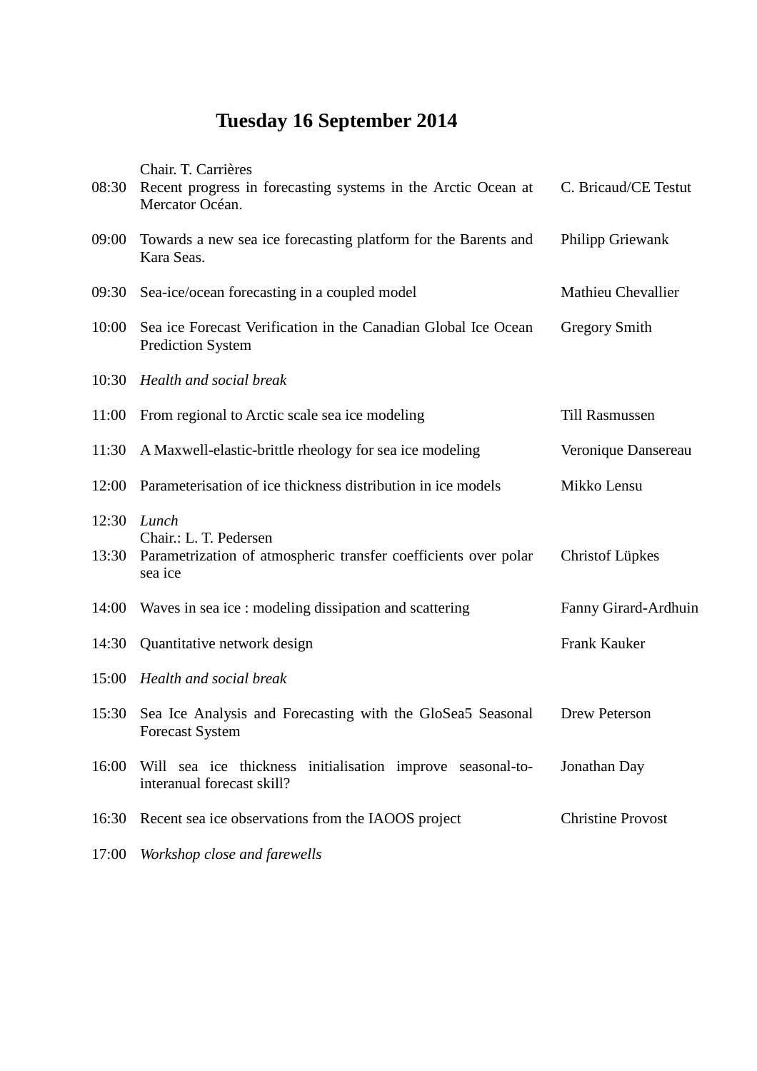# Tuesday 16 September 2014

| | | |
|---|---|---|
| | Chair. T. Carrières | |
| 08:30 | Recent progress in forecasting systems in the Arctic Ocean at Mercator Océan. | C. Bricaud/CE Testut |
| 09:00 | Towards a new sea ice forecasting platform for the Barents and Kara Seas. | Philipp Griewank |
| 09:30 | Sea-ice/ocean forecasting in a coupled model | Mathieu Chevallier |
| 10:00 | Sea ice Forecast Verification in the Canadian Global Ice Ocean Prediction System | Gregory Smith |
| 10:30 | *Health and social break* | |
| 11:00 | From regional to Arctic scale sea ice modeling | Till Rasmussen |
| 11:30 | A Maxwell-elastic-brittle rheology for sea ice modeling | Veronique Dansereau |
| 12:00 | Parameterisation of ice thickness distribution in ice models | Mikko Lensu |
| 12:30 | *Lunch* | |
| | Chair.: L. T. Pedersen | |
| 13:30 | Parametrization of atmospheric transfer coefficients over polar sea ice | Christof Lüpkes |
| 14:00 | Waves in sea ice : modeling dissipation and scattering | Fanny Girard-Ardhuin |
| 14:30 | Quantitative network design | Frank Kauker |
| 15:00 | *Health and social break* | |
| 15:30 | Sea Ice Analysis and Forecasting with the GloSea5 Seasonal Forecast System | Drew Peterson |
| 16:00 | Will sea ice thickness initialisation improve seasonal-to-interanual forecast skill? | Jonathan Day |
| 16:30 | Recent sea ice observations from the IAOOS project | Christine Provost |
| 17:00 | *Workshop close and farewells* | |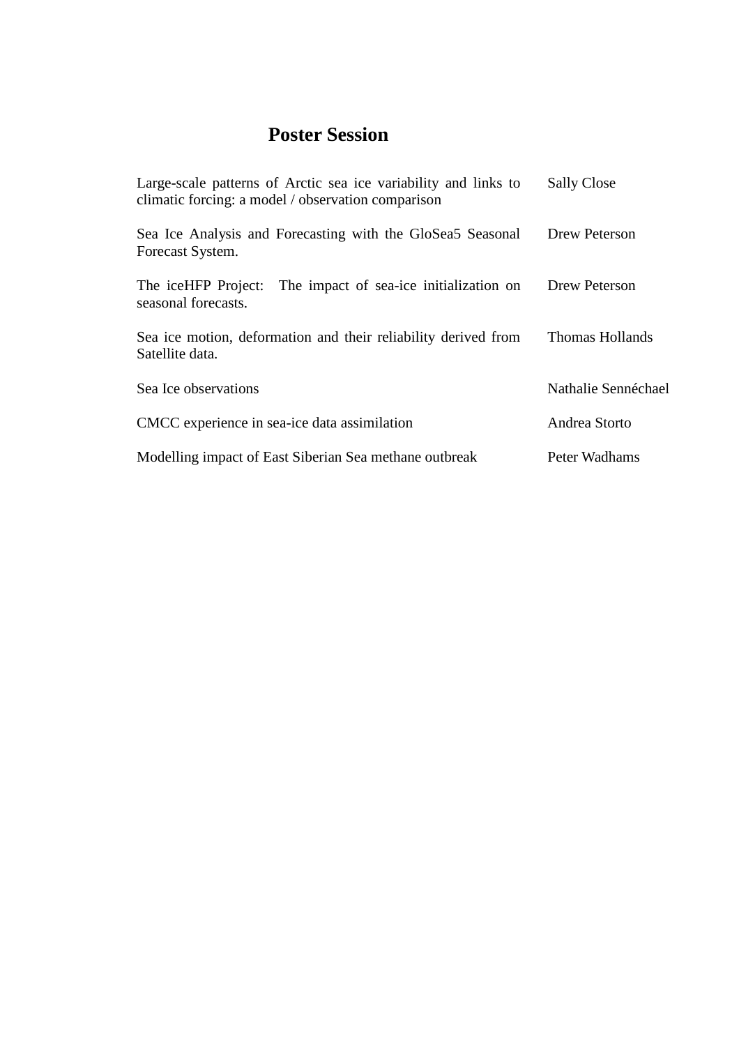# Poster Session

| | |
|---|---|
| Large-scale patterns of Arctic sea ice variability and links to climatic forcing: a model / observation comparison | Sally Close |
| Sea Ice Analysis and Forecasting with the GloSea5 Seasonal Forecast System. | Drew Peterson |
| The iceHFP Project: The impact of sea-ice initialization on seasonal forecasts. | Drew Peterson |
| Sea ice motion, deformation and their reliability derived from Satellite data. | Thomas Hollands |
| Sea Ice observations | Nathalie Sennéchael |
| CMCC experience in sea-ice data assimilation | Andrea Storto |
| Modelling impact of East Siberian Sea methane outbreak | Peter Wadhams |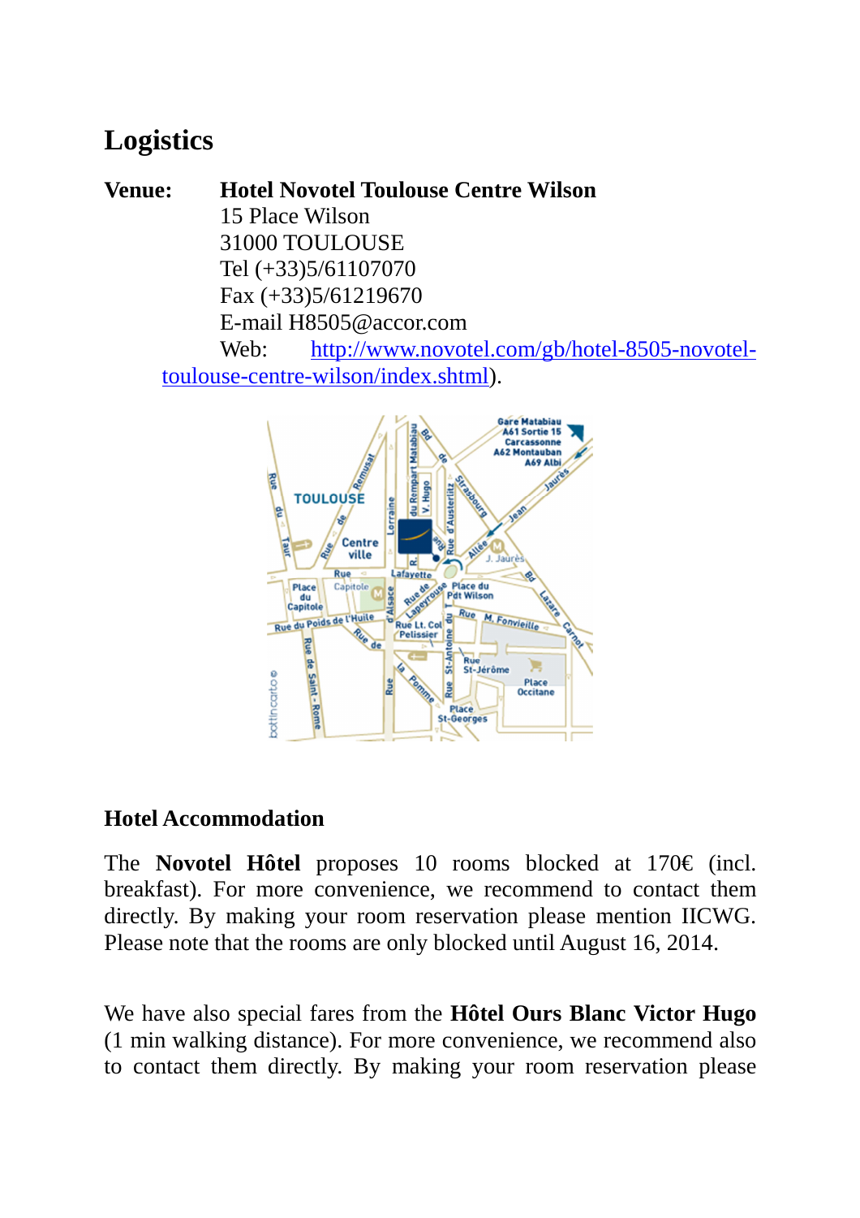# Logistics

**Venue:** **Hotel Novotel Toulouse Centre Wilson**
15 Place Wilson
31000 TOULOUSE
Tel (+33)5/61107070
Fax (+33)5/61219670
E-mail H8505@accor.com
Web: [http://www.novotel.com/gb/hotel-8505-novotel-toulouse-centre-wilson/index.shtml](http://www.novotel.com/gb/hotel-8505-novotel-toulouse-centre-wilson/index.shtml)).

## Hotel Accommodation

The **Novotel Hôtel** proposes 10 rooms blocked at 170€ (incl. breakfast). For more convenience, we recommend to contact them directly. By making your room reservation please mention IICWG. Please note that the rooms are only blocked until August 16, 2014.

We have also special fares from the **Hôtel Ours Blanc Victor Hugo** (1 min walking distance). For more convenience, we recommend also to contact them directly. By making your room reservation please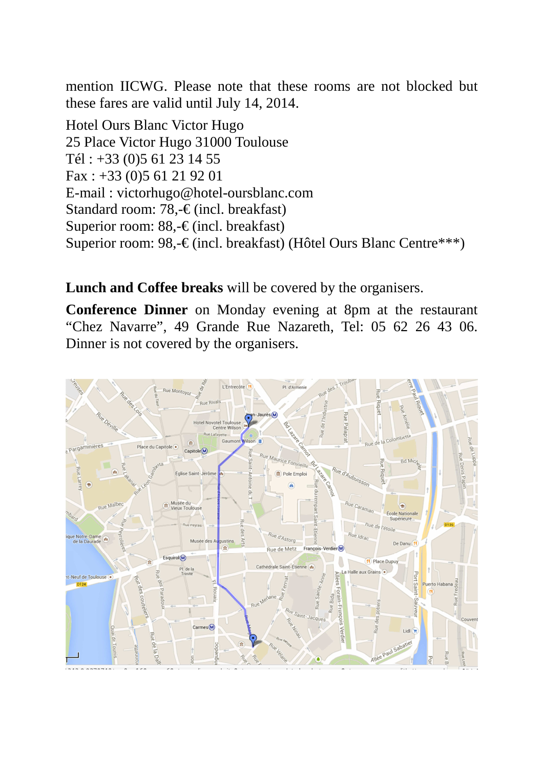mention IICWG. Please note that these rooms are not blocked but these fares are valid until July 14, 2014.

Hotel Ours Blanc Victor Hugo
25 Place Victor Hugo 31000 Toulouse
Tél : +33 (0)5 61 23 14 55
Fax : +33 (0)5 61 21 92 01
E-mail : victorhugo@hotel-oursblanc.com
Standard room: 78,-€ (incl. breakfast)
Superior room: 88,-€ (incl. breakfast)
Superior room: 98,-€ (incl. breakfast) (Hôtel Ours Blanc Centre***)

**Lunch and Coffee breaks** will be covered by the organisers.

**Conference Dinner** on Monday evening at 8pm at the restaurant “Chez Navarre”, 49 Grande Rue Nazareth, Tel: 05 62 26 43 06. Dinner is not covered by the organisers.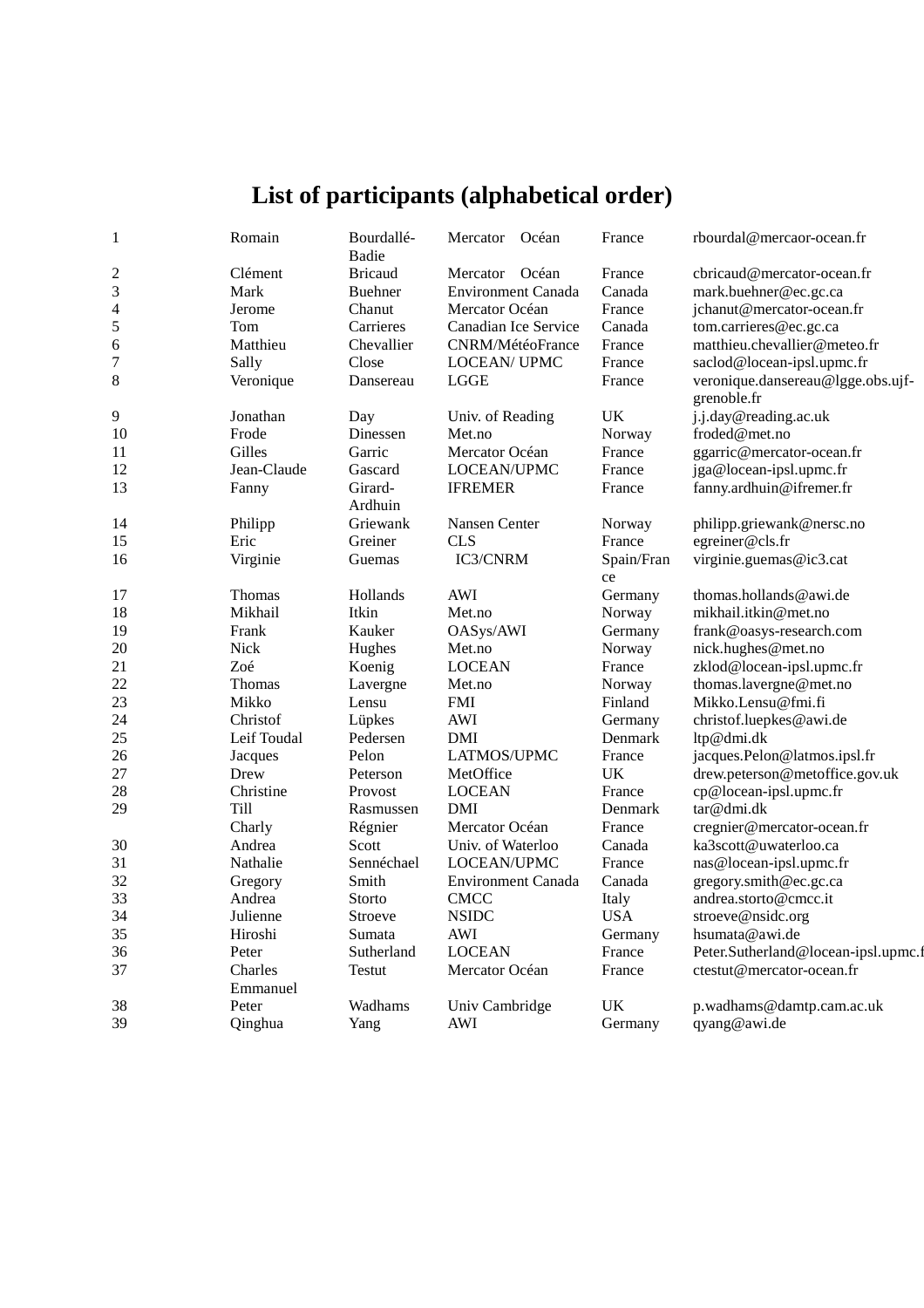# List of participants (alphabetical order)

| | | | | | |
|---|---|---|---|---|---|
| 1 | Romain | Bourdallé-Badie | Mercator Océan | France | rbourdal@mercaor-ocean.fr |
| 2 | Clément | Bricaud | Mercator Océan | France | cbricaud@mercator-ocean.fr |
| 3 | Mark | Buehner | Environment Canada | Canada | mark.buehner@ec.gc.ca |
| 4 | Jerome | Chanut | Mercator Océan | France | jchanut@mercator-ocean.fr |
| 5 | Tom | Carrieres | Canadian Ice Service | Canada | tom.carrieres@ec.gc.ca |
| 6 | Matthieu | Chevallier | CNRM/MétéoFrance | France | matthieu.chevallier@meteo.fr |
| 7 | Sally | Close | LOCEAN/ UPMC | France | saclod@locean-ipsl.upmc.fr |
| 8 | Veronique | Dansereau | LGGE | France | veronique.dansereau@lgge.obs.ujf-grenoble.fr |
| 9 | Jonathan | Day | Univ. of Reading | UK | j.j.day@reading.ac.uk |
| 10 | Frode | Dinessen | Met.no | Norway | froded@met.no |
| 11 | Gilles | Garric | Mercator Océan | France | ggarric@mercator-ocean.fr |
| 12 | Jean-Claude | Gascard | LOCEAN/UPMC | France | jga@locean-ipsl.upmc.fr |
| 13 | Fanny | Girard-Ardhuin | IFREMER | France | fanny.ardhuin@ifremer.fr |
| 14 | Philipp | Griewank | Nansen Center | Norway | philipp.griewank@nersc.no |
| 15 | Eric | Greiner | CLS | France | egreiner@cls.fr |
| 16 | Virginie | Guemas | IC3/CNRM | Spain/France | virginie.guemas@ic3.cat |
| 17 | Thomas | Hollands | AWI | Germany | thomas.hollands@awi.de |
| 18 | Mikhail | Itkin | Met.no | Norway | mikhail.itkin@met.no |
| 19 | Frank | Kauker | OASys/AWI | Germany | frank@oasys-research.com |
| 20 | Nick | Hughes | Met.no | Norway | nick.hughes@met.no |
| 21 | Zoé | Koenig | LOCEAN | France | zklod@locean-ipsl.upmc.fr |
| 22 | Thomas | Lavergne | Met.no | Norway | thomas.lavergne@met.no |
| 23 | Mikko | Lensu | FMI | Finland | Mikko.Lensu@fmi.fi |
| 24 | Christof | Lüpkes | AWI | Germany | christof.luepkes@awi.de |
| 25 | Leif Toudal | Pedersen | DMI | Denmark | ltp@dmi.dk |
| 26 | Jacques | Pelon | LATMOS/UPMC | France | jacques.Pelon@latmos.ipsl.fr |
| 27 | Drew | Peterson | MetOffice | UK | drew.peterson@metoffice.gov.uk |
| 28 | Christine | Provost | LOCEAN | France | cp@locean-ipsl.upmc.fr |
| 29 | Till | Rasmussen | DMI | Denmark | tar@dmi.dk |
| | Charly | Régnier | Mercator Océan | France | cregnier@mercator-ocean.fr |
| 30 | Andrea | Scott | Univ. of Waterloo | Canada | ka3scott@uwaterloo.ca |
| 31 | Nathalie | Sennéchael | LOCEAN/UPMC | France | nas@locean-ipsl.upmc.fr |
| 32 | Gregory | Smith | Environment Canada | Canada | gregory.smith@ec.gc.ca |
| 33 | Andrea | Storto | CMCC | Italy | andrea.storto@cmcc.it |
| 34 | Julienne | Stroeve | NSIDC | USA | stroeve@nsidc.org |
| 35 | Hiroshi | Sumata | AWI | Germany | hsumata@awi.de |
| 36 | Peter | Sutherland | LOCEAN | France | Peter.Sutherland@locean-ipsl.upmc.f |
| 37 | Charles Emmanuel | Testut | Mercator Océan | France | ctestut@mercator-ocean.fr |
| 38 | Peter | Wadhams | Univ Cambridge | UK | p.wadhams@damtp.cam.ac.uk |
| 39 | Qinghua | Yang | AWI | Germany | qyang@awi.de |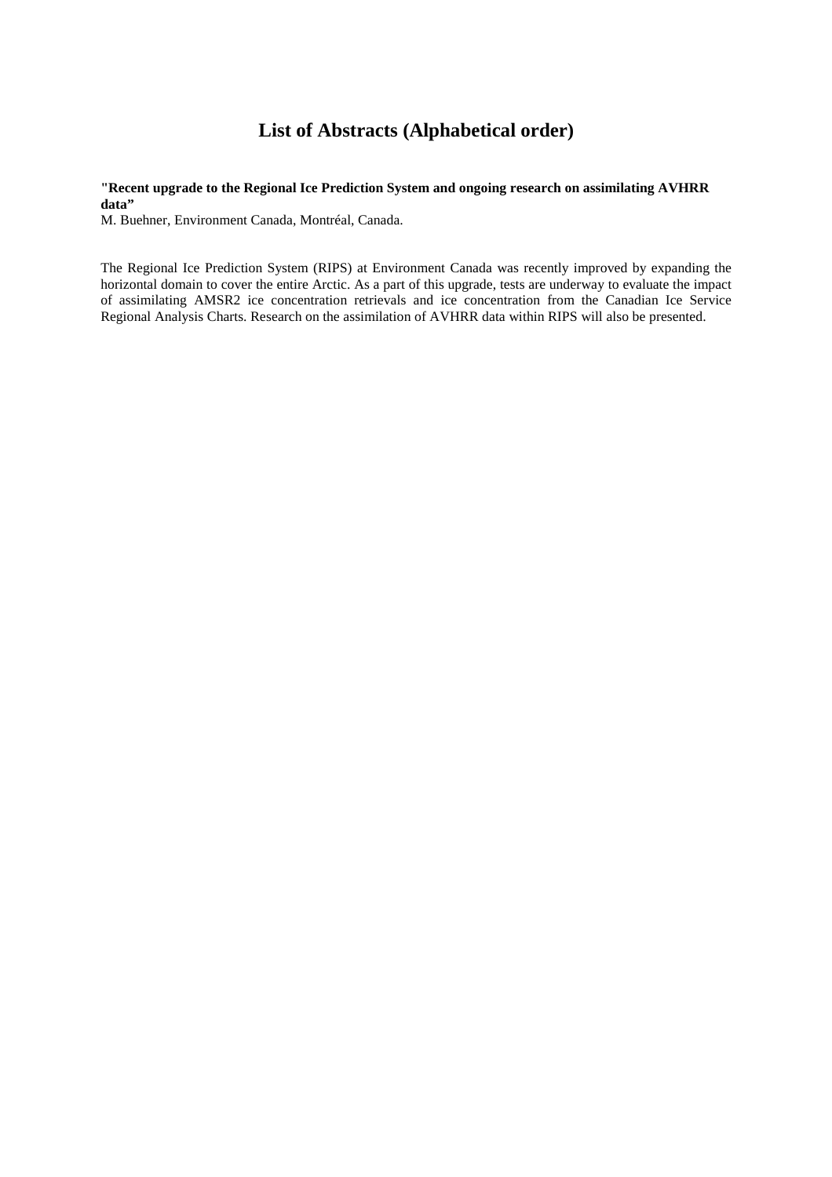# List of Abstracts (Alphabetical order)

**"Recent upgrade to the Regional Ice Prediction System and ongoing research on assimilating AVHRR data"**
M. Buehner, Environment Canada, Montréal, Canada.

The Regional Ice Prediction System (RIPS) at Environment Canada was recently improved by expanding the horizontal domain to cover the entire Arctic. As a part of this upgrade, tests are underway to evaluate the impact of assimilating AMSR2 ice concentration retrievals and ice concentration from the Canadian Ice Service Regional Analysis Charts. Research on the assimilation of AVHRR data within RIPS will also be presented.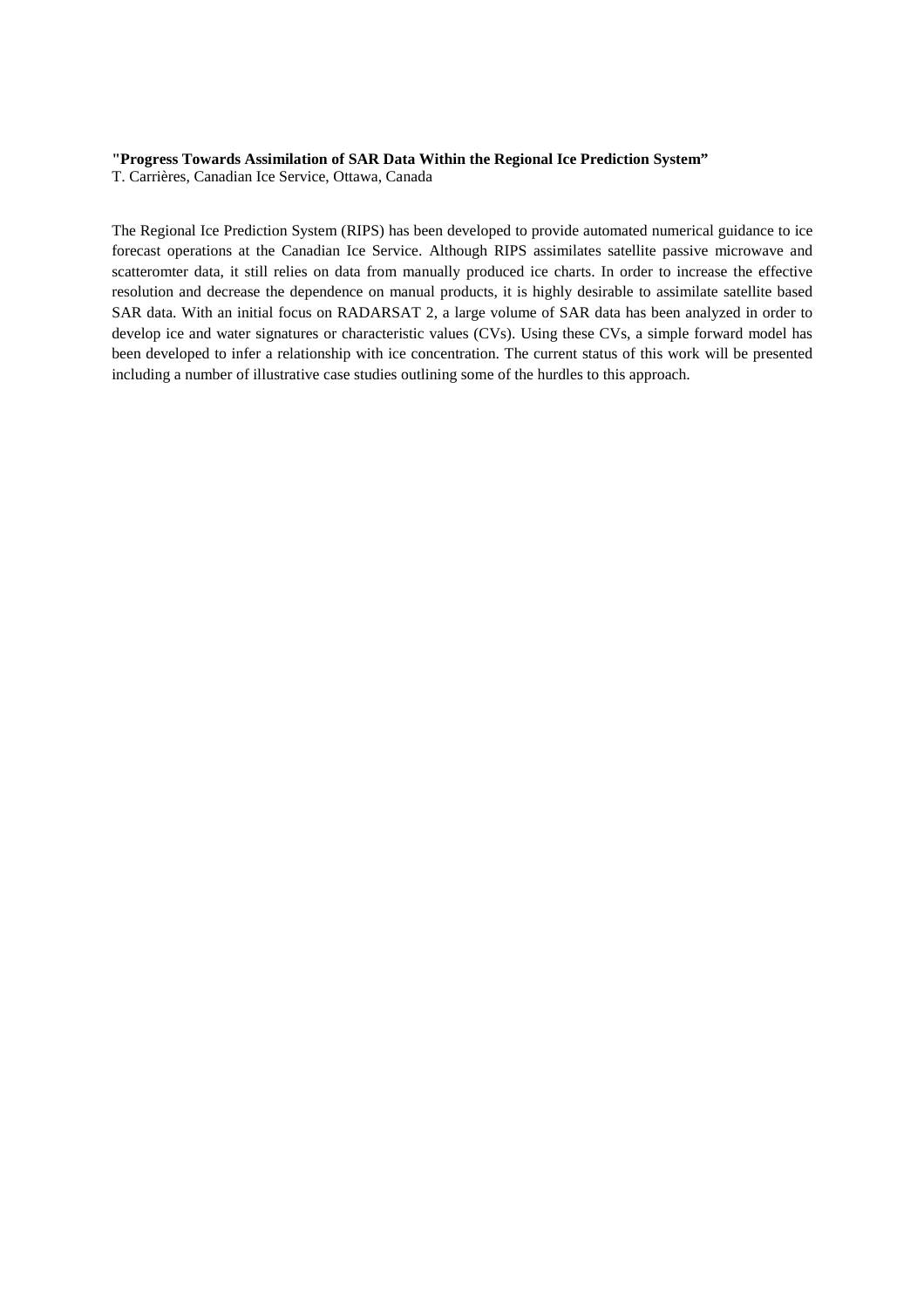**"Progress Towards Assimilation of SAR Data Within the Regional Ice Prediction System"**

T. Carrières, Canadian Ice Service, Ottawa, Canada

The Regional Ice Prediction System (RIPS) has been developed to provide automated numerical guidance to ice forecast operations at the Canadian Ice Service. Although RIPS assimilates satellite passive microwave and scatteromter data, it still relies on data from manually produced ice charts. In order to increase the effective resolution and decrease the dependence on manual products, it is highly desirable to assimilate satellite based SAR data. With an initial focus on RADARSAT 2, a large volume of SAR data has been analyzed in order to develop ice and water signatures or characteristic values (CVs). Using these CVs, a simple forward model has been developed to infer a relationship with ice concentration. The current status of this work will be presented including a number of illustrative case studies outlining some of the hurdles to this approach.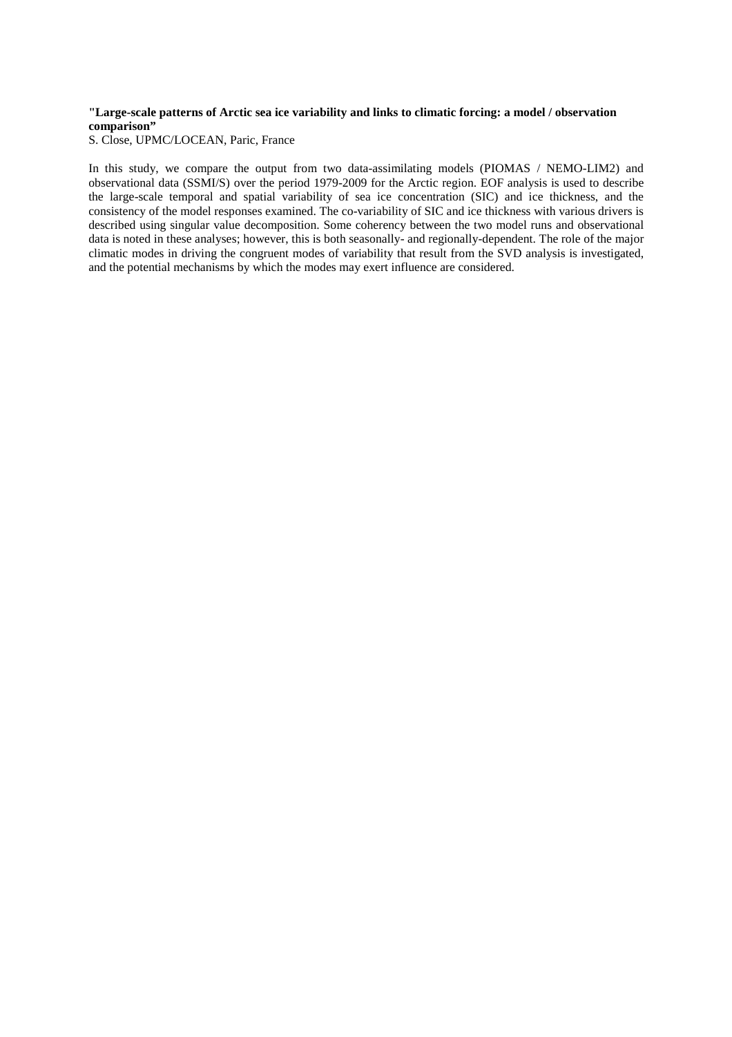**"Large-scale patterns of Arctic sea ice variability and links to climatic forcing: a model / observation comparison"**

S. Close, UPMC/LOCEAN, Paric, France

In this study, we compare the output from two data-assimilating models (PIOMAS / NEMO-LIM2) and observational data (SSMI/S) over the period 1979-2009 for the Arctic region. EOF analysis is used to describe the large-scale temporal and spatial variability of sea ice concentration (SIC) and ice thickness, and the consistency of the model responses examined. The co-variability of SIC and ice thickness with various drivers is described using singular value decomposition. Some coherency between the two model runs and observational data is noted in these analyses; however, this is both seasonally- and regionally-dependent. The role of the major climatic modes in driving the congruent modes of variability that result from the SVD analysis is investigated, and the potential mechanisms by which the modes may exert influence are considered.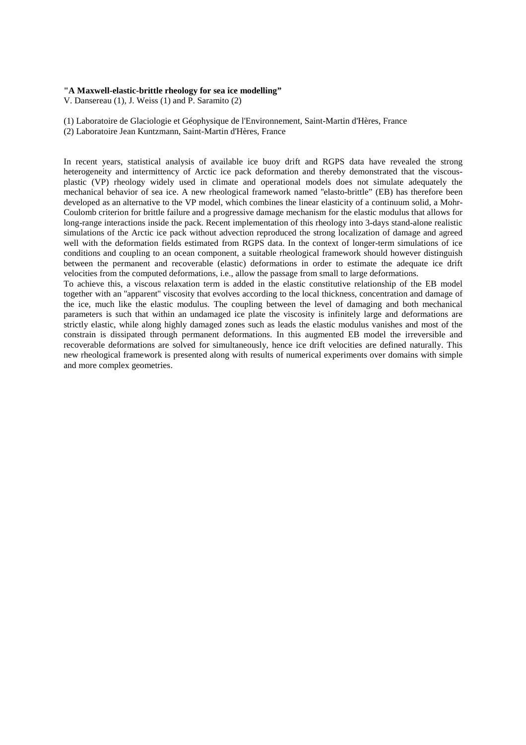**"A Maxwell-elastic-brittle rheology for sea ice modelling"**

V. Dansereau (1), J. Weiss (1) and P. Saramito (2)

(1) Laboratoire de Glaciologie et Géophysique de l'Environnement, Saint-Martin d'Hères, France

(2) Laboratoire Jean Kuntzmann, Saint-Martin d'Hères, France

In recent years, statistical analysis of available ice buoy drift and RGPS data have revealed the strong heterogeneity and intermittency of Arctic ice pack deformation and thereby demonstrated that the viscous-plastic (VP) rheology widely used in climate and operational models does not simulate adequately the mechanical behavior of sea ice. A new rheological framework named "elasto-brittle" (EB) has therefore been developed as an alternative to the VP model, which combines the linear elasticity of a continuum solid, a Mohr-Coulomb criterion for brittle failure and a progressive damage mechanism for the elastic modulus that allows for long-range interactions inside the pack. Recent implementation of this rheology into 3-days stand-alone realistic simulations of the Arctic ice pack without advection reproduced the strong localization of damage and agreed well with the deformation fields estimated from RGPS data. In the context of longer-term simulations of ice conditions and coupling to an ocean component, a suitable rheological framework should however distinguish between the permanent and recoverable (elastic) deformations in order to estimate the adequate ice drift velocities from the computed deformations, i.e., allow the passage from small to large deformations.

To achieve this, a viscous relaxation term is added in the elastic constitutive relationship of the EB model together with an "apparent" viscosity that evolves according to the local thickness, concentration and damage of the ice, much like the elastic modulus. The coupling between the level of damaging and both mechanical parameters is such that within an undamaged ice plate the viscosity is infinitely large and deformations are strictly elastic, while along highly damaged zones such as leads the elastic modulus vanishes and most of the constrain is dissipated through permanent deformations. In this augmented EB model the irreversible and recoverable deformations are solved for simultaneously, hence ice drift velocities are defined naturally. This new rheological framework is presented along with results of numerical experiments over domains with simple and more complex geometries.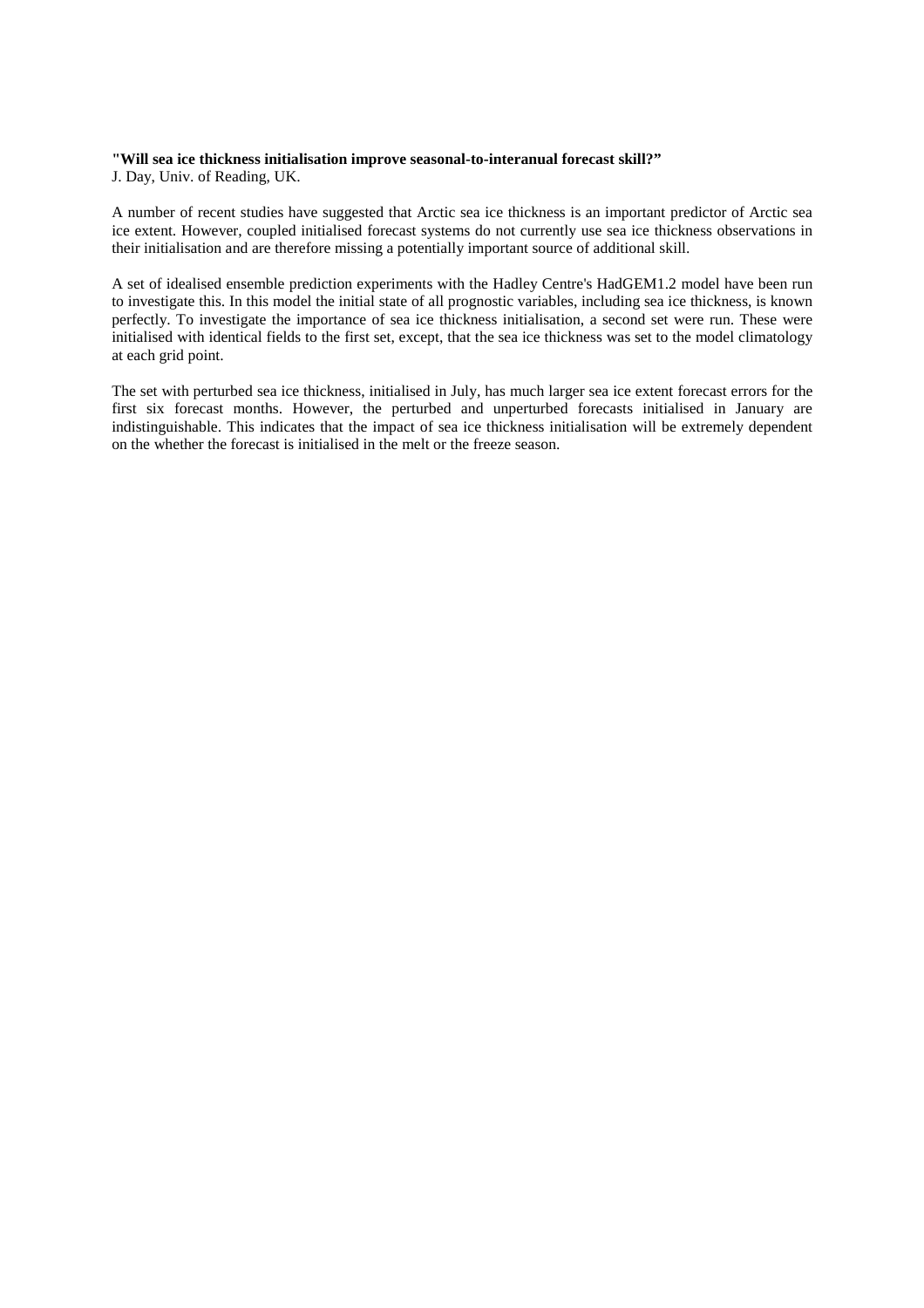**"Will sea ice thickness initialisation improve seasonal-to-interanual forecast skill?"**
J. Day, Univ. of Reading, UK.

A number of recent studies have suggested that Arctic sea ice thickness is an important predictor of Arctic sea ice extent. However, coupled initialised forecast systems do not currently use sea ice thickness observations in their initialisation and are therefore missing a potentially important source of additional skill.

A set of idealised ensemble prediction experiments with the Hadley Centre's HadGEM1.2 model have been run to investigate this. In this model the initial state of all prognostic variables, including sea ice thickness, is known perfectly. To investigate the importance of sea ice thickness initialisation, a second set were run. These were initialised with identical fields to the first set, except, that the sea ice thickness was set to the model climatology at each grid point.

The set with perturbed sea ice thickness, initialised in July, has much larger sea ice extent forecast errors for the first six forecast months. However, the perturbed and unperturbed forecasts initialised in January are indistinguishable. This indicates that the impact of sea ice thickness initialisation will be extremely dependent on the whether the forecast is initialised in the melt or the freeze season.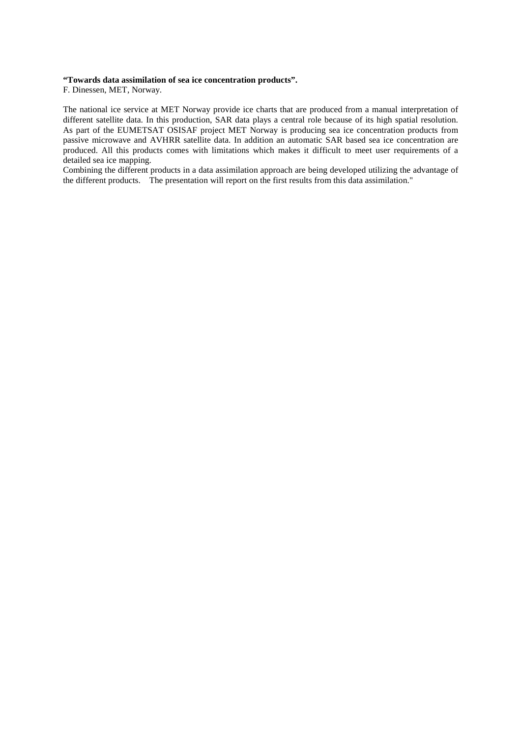**“Towards data assimilation of sea ice concentration products”.**
F. Dinessen, MET, Norway.

The national ice service at MET Norway provide ice charts that are produced from a manual interpretation of different satellite data. In this production, SAR data plays a central role because of its high spatial resolution. As part of the EUMETSAT OSISAF project MET Norway is producing sea ice concentration products from passive microwave and AVHRR satellite data. In addition an automatic SAR based sea ice concentration are produced. All this products comes with limitations which makes it difficult to meet user requirements of a detailed sea ice mapping.
Combining the different products in a data assimilation approach are being developed utilizing the advantage of the different products. The presentation will report on the first results from this data assimilation."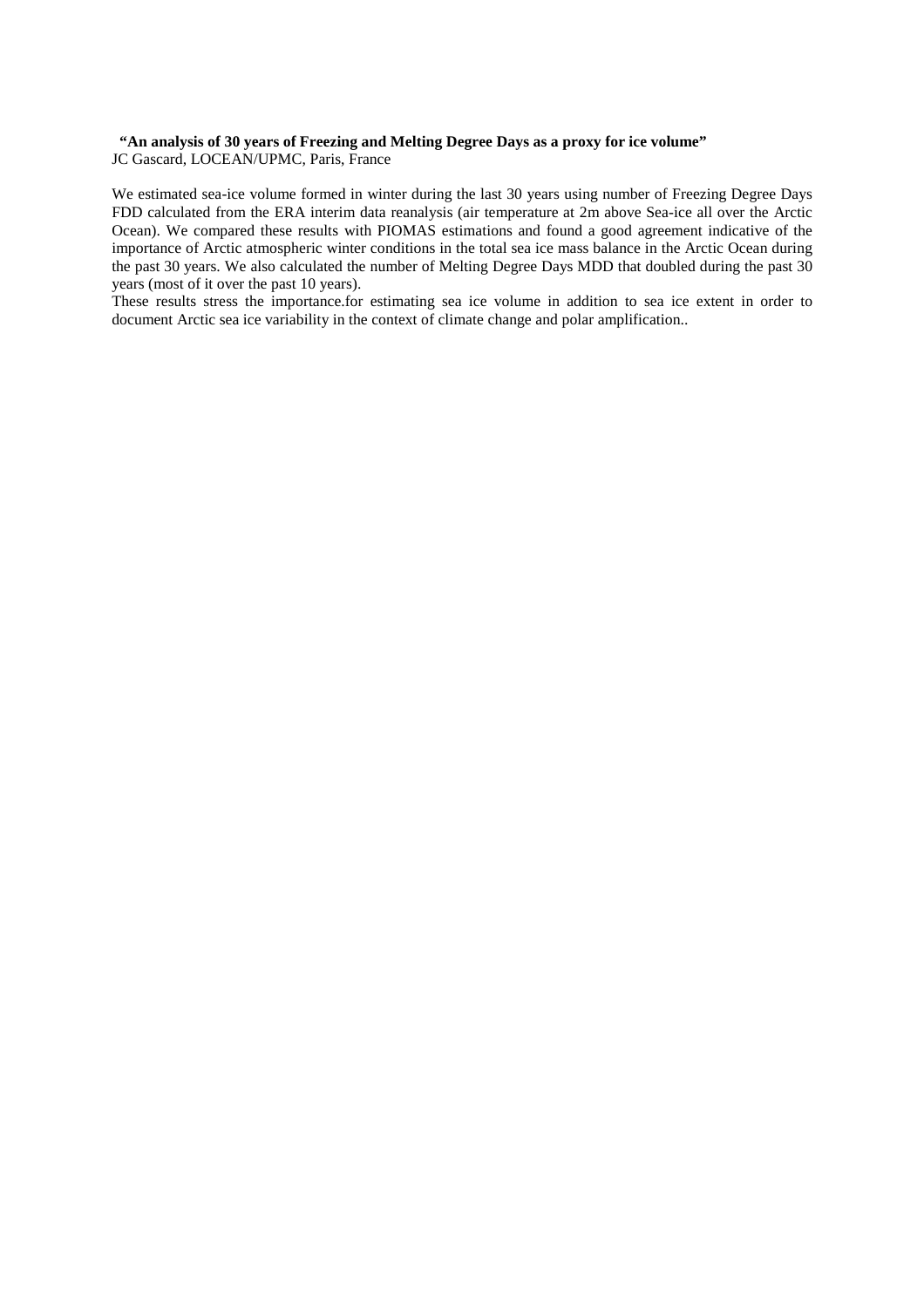**"An analysis of 30 years of Freezing and Melting Degree Days as a proxy for ice volume"**
JC Gascard, LOCEAN/UPMC, Paris, France

We estimated sea-ice volume formed in winter during the last 30 years using number of Freezing Degree Days FDD calculated from the ERA interim data reanalysis (air temperature at 2m above Sea-ice all over the Arctic Ocean). We compared these results with PIOMAS estimations and found a good agreement indicative of the importance of Arctic atmospheric winter conditions in the total sea ice mass balance in the Arctic Ocean during the past 30 years. We also calculated the number of Melting Degree Days MDD that doubled during the past 30 years (most of it over the past 10 years).
These results stress the importance.for estimating sea ice volume in addition to sea ice extent in order to document Arctic sea ice variability in the context of climate change and polar amplification..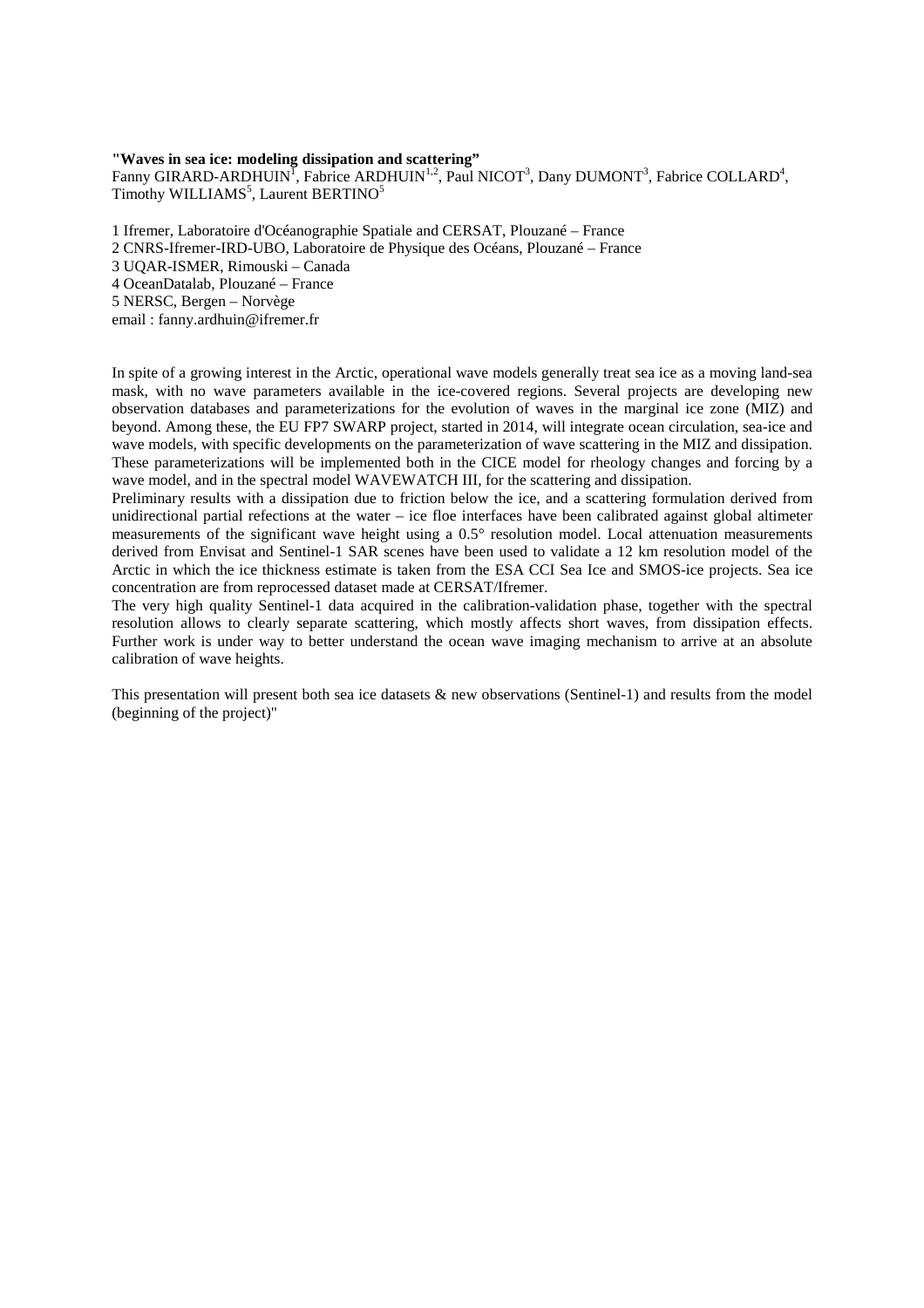**"Waves in sea ice: modeling dissipation and scattering"**

Fanny GIRARD-ARDHUIN[1], Fabrice ARDHUIN[1,2], Paul NICOT[3], Dany DUMONT[3], Fabrice COLLARD[4], Timothy WILLIAMS[5], Laurent BERTINO[5]

1 Ifremer, Laboratoire d'Océanographie Spatiale and CERSAT, Plouzané – France
2 CNRS-Ifremer-IRD-UBO, Laboratoire de Physique des Océans, Plouzané – France
3 UQAR-ISMER, Rimouski – Canada
4 OceanDatalab, Plouzané – France
5 NERSC, Bergen – Norvège
email : fanny.ardhuin@ifremer.fr

In spite of a growing interest in the Arctic, operational wave models generally treat sea ice as a moving land-sea mask, with no wave parameters available in the ice-covered regions. Several projects are developing new observation databases and parameterizations for the evolution of waves in the marginal ice zone (MIZ) and beyond. Among these, the EU FP7 SWARP project, started in 2014, will integrate ocean circulation, sea-ice and wave models, with specific developments on the parameterization of wave scattering in the MIZ and dissipation. These parameterizations will be implemented both in the CICE model for rheology changes and forcing by a wave model, and in the spectral model WAVEWATCH III, for the scattering and dissipation.

Preliminary results with a dissipation due to friction below the ice, and a scattering formulation derived from unidirectional partial refections at the water – ice floe interfaces have been calibrated against global altimeter measurements of the significant wave height using a 0.5° resolution model. Local attenuation measurements derived from Envisat and Sentinel-1 SAR scenes have been used to validate a 12 km resolution model of the Arctic in which the ice thickness estimate is taken from the ESA CCI Sea Ice and SMOS-ice projects. Sea ice concentration are from reprocessed dataset made at CERSAT/Ifremer.

The very high quality Sentinel-1 data acquired in the calibration-validation phase, together with the spectral resolution allows to clearly separate scattering, which mostly affects short waves, from dissipation effects. Further work is under way to better understand the ocean wave imaging mechanism to arrive at an absolute calibration of wave heights.

This presentation will present both sea ice datasets & new observations (Sentinel-1) and results from the model (beginning of the project)"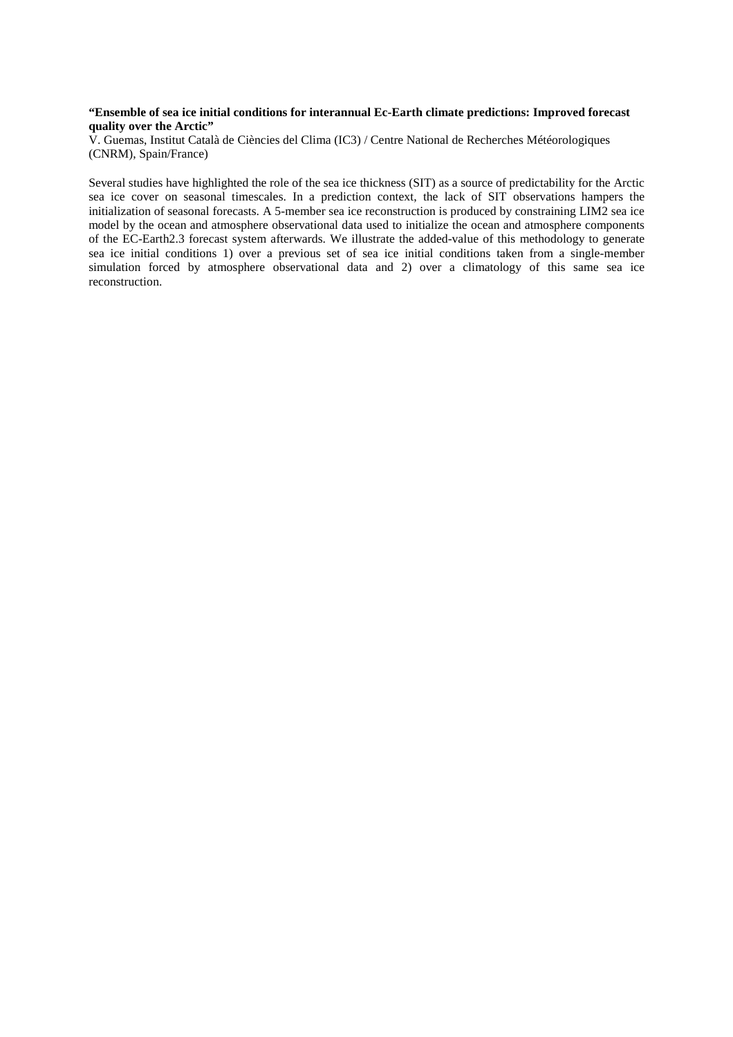**“Ensemble of sea ice initial conditions for interannual Ec-Earth climate predictions: Improved forecast quality over the Arctic”**

V. Guemas, Institut Català de Ciències del Clima (IC3) / Centre National de Recherches Météorologiques (CNRM), Spain/France)

Several studies have highlighted the role of the sea ice thickness (SIT) as a source of predictability for the Arctic sea ice cover on seasonal timescales. In a prediction context, the lack of SIT observations hampers the initialization of seasonal forecasts. A 5-member sea ice reconstruction is produced by constraining LIM2 sea ice model by the ocean and atmosphere observational data used to initialize the ocean and atmosphere components of the EC-Earth2.3 forecast system afterwards. We illustrate the added-value of this methodology to generate sea ice initial conditions 1) over a previous set of sea ice initial conditions taken from a single-member simulation forced by atmosphere observational data and 2) over a climatology of this same sea ice reconstruction.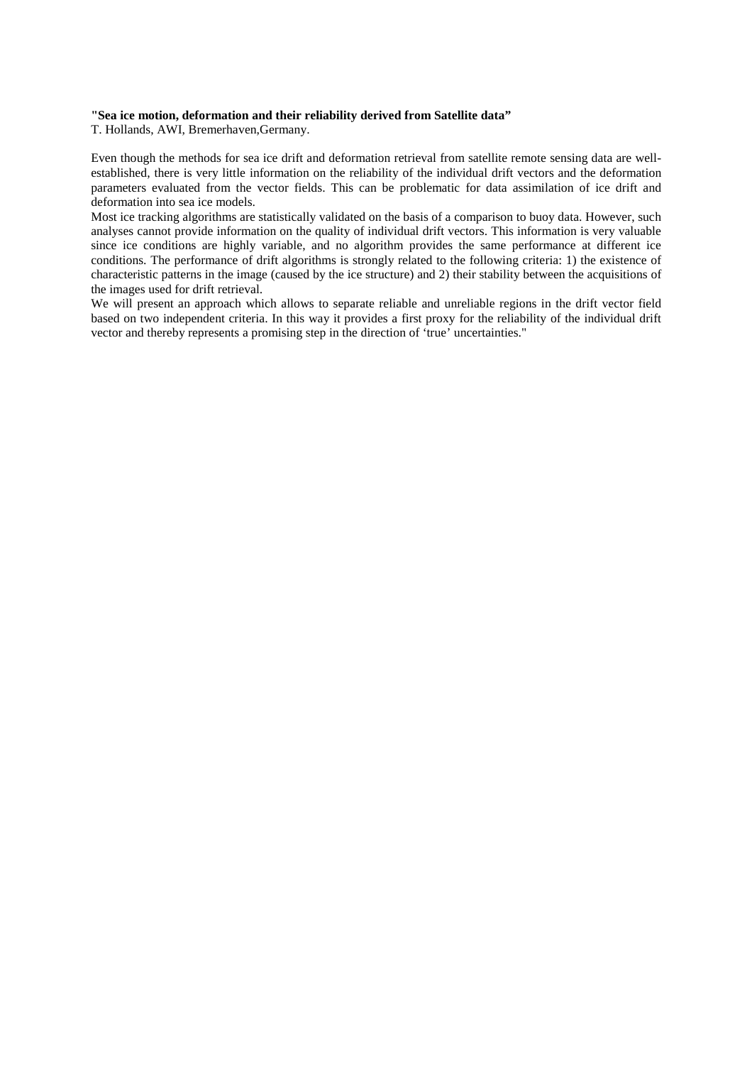**"Sea ice motion, deformation and their reliability derived from Satellite data"**
T. Hollands, AWI, Bremerhaven,Germany.

Even though the methods for sea ice drift and deformation retrieval from satellite remote sensing data are well-established, there is very little information on the reliability of the individual drift vectors and the deformation parameters evaluated from the vector fields. This can be problematic for data assimilation of ice drift and deformation into sea ice models.
Most ice tracking algorithms are statistically validated on the basis of a comparison to buoy data. However, such analyses cannot provide information on the quality of individual drift vectors. This information is very valuable since ice conditions are highly variable, and no algorithm provides the same performance at different ice conditions. The performance of drift algorithms is strongly related to the following criteria: 1) the existence of characteristic patterns in the image (caused by the ice structure) and 2) their stability between the acquisitions of the images used for drift retrieval.
We will present an approach which allows to separate reliable and unreliable regions in the drift vector field based on two independent criteria. In this way it provides a first proxy for the reliability of the individual drift vector and thereby represents a promising step in the direction of 'true' uncertainties."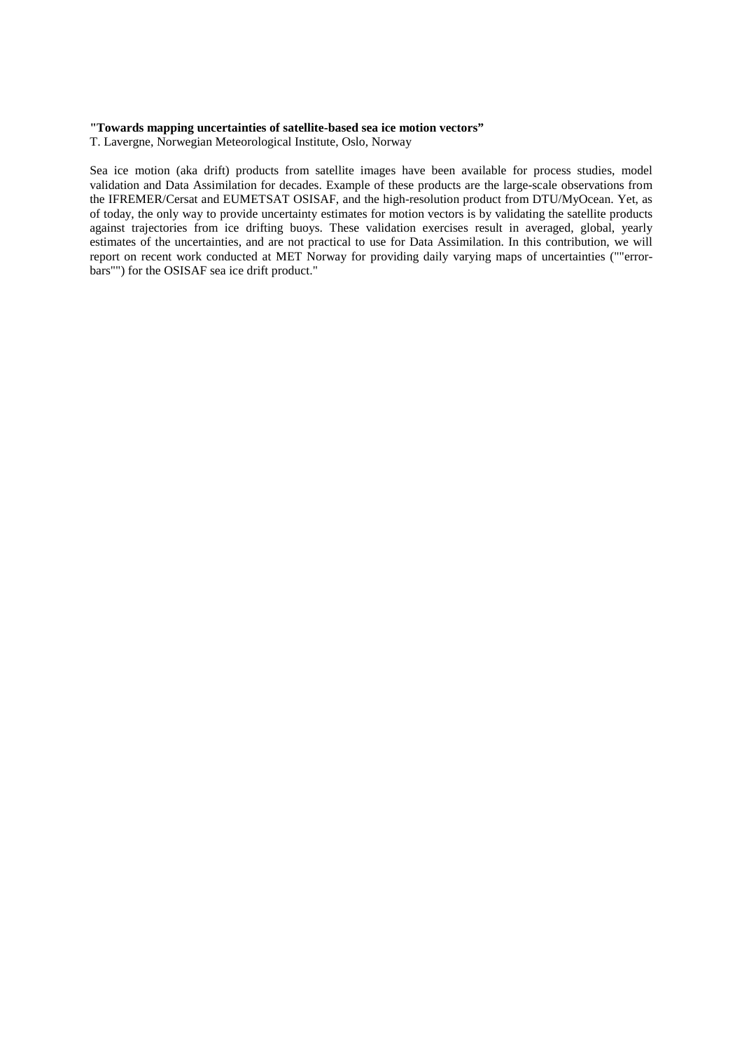**"Towards mapping uncertainties of satellite-based sea ice motion vectors"**

T. Lavergne, Norwegian Meteorological Institute, Oslo, Norway

Sea ice motion (aka drift) products from satellite images have been available for process studies, model validation and Data Assimilation for decades. Example of these products are the large-scale observations from the IFREMER/Cersat and EUMETSAT OSISAF, and the high-resolution product from DTU/MyOcean. Yet, as of today, the only way to provide uncertainty estimates for motion vectors is by validating the satellite products against trajectories from ice drifting buoys. These validation exercises result in averaged, global, yearly estimates of the uncertainties, and are not practical to use for Data Assimilation. In this contribution, we will report on recent work conducted at MET Norway for providing daily varying maps of uncertainties (""error-bars"") for the OSISAF sea ice drift product."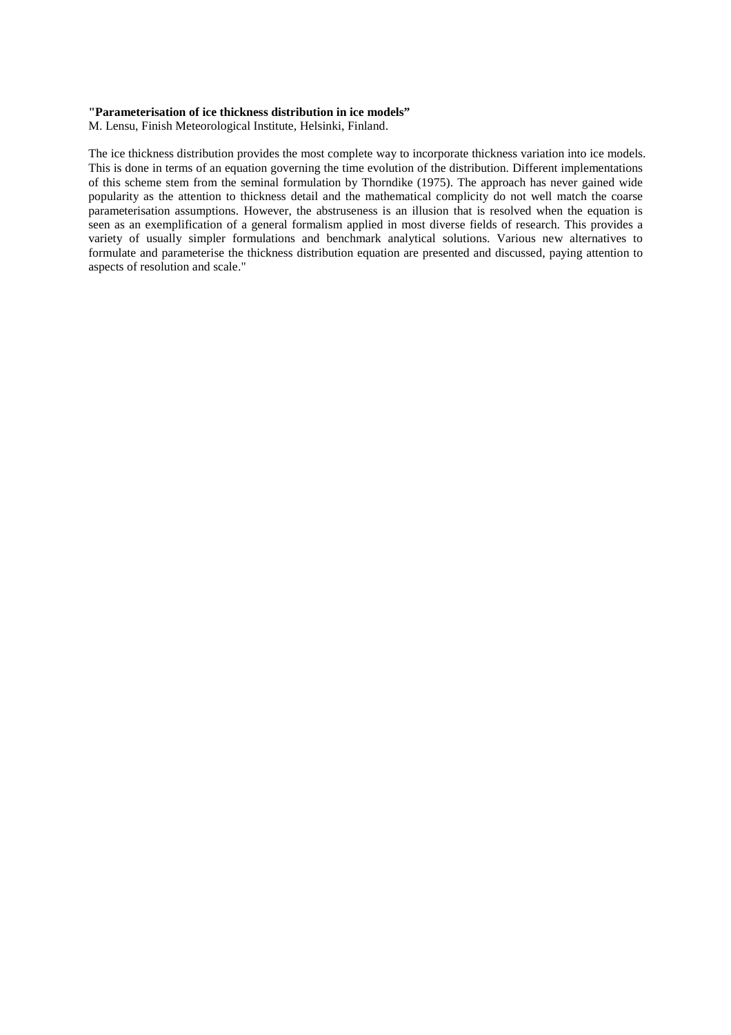**"Parameterisation of ice thickness distribution in ice models"**

M. Lensu, Finish Meteorological Institute, Helsinki, Finland.

The ice thickness distribution provides the most complete way to incorporate thickness variation into ice models. This is done in terms of an equation governing the time evolution of the distribution. Different implementations of this scheme stem from the seminal formulation by Thorndike (1975). The approach has never gained wide popularity as the attention to thickness detail and the mathematical complicity do not well match the coarse parameterisation assumptions. However, the abstruseness is an illusion that is resolved when the equation is seen as an exemplification of a general formalism applied in most diverse fields of research. This provides a variety of usually simpler formulations and benchmark analytical solutions. Various new alternatives to formulate and parameterise the thickness distribution equation are presented and discussed, paying attention to aspects of resolution and scale."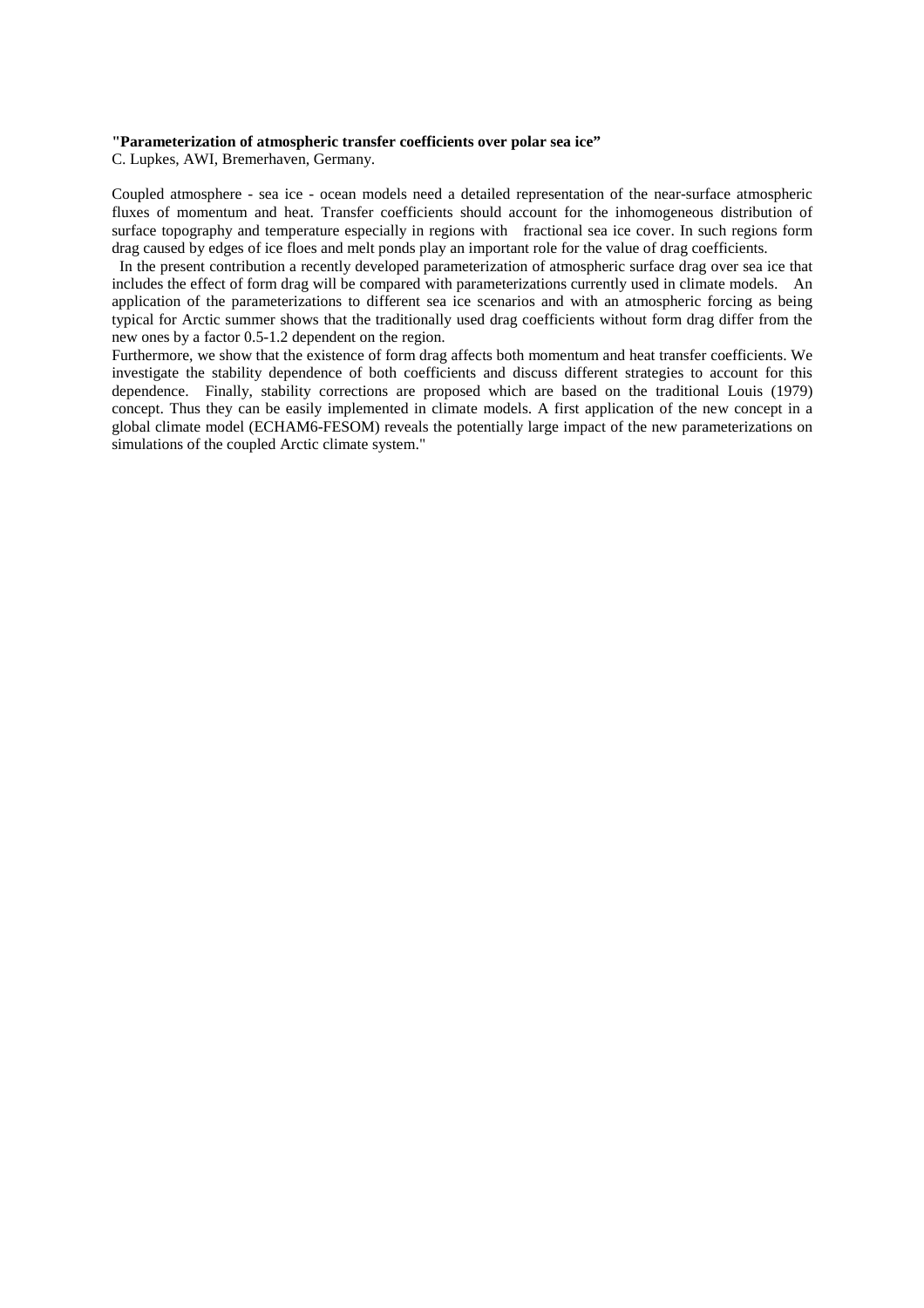**"Parameterization of atmospheric transfer coefficients over polar sea ice"**

C. Lupkes, AWI, Bremerhaven, Germany.

Coupled atmosphere - sea ice - ocean models need a detailed representation of the near-surface atmospheric fluxes of momentum and heat. Transfer coefficients should account for the inhomogeneous distribution of surface topography and temperature especially in regions with fractional sea ice cover. In such regions form drag caused by edges of ice floes and melt ponds play an important role for the value of drag coefficients.

In the present contribution a recently developed parameterization of atmospheric surface drag over sea ice that includes the effect of form drag will be compared with parameterizations currently used in climate models. An application of the parameterizations to different sea ice scenarios and with an atmospheric forcing as being typical for Arctic summer shows that the traditionally used drag coefficients without form drag differ from the new ones by a factor 0.5-1.2 dependent on the region.

Furthermore, we show that the existence of form drag affects both momentum and heat transfer coefficients. We investigate the stability dependence of both coefficients and discuss different strategies to account for this dependence. Finally, stability corrections are proposed which are based on the traditional Louis (1979) concept. Thus they can be easily implemented in climate models. A first application of the new concept in a global climate model (ECHAM6-FESOM) reveals the potentially large impact of the new parameterizations on simulations of the coupled Arctic climate system."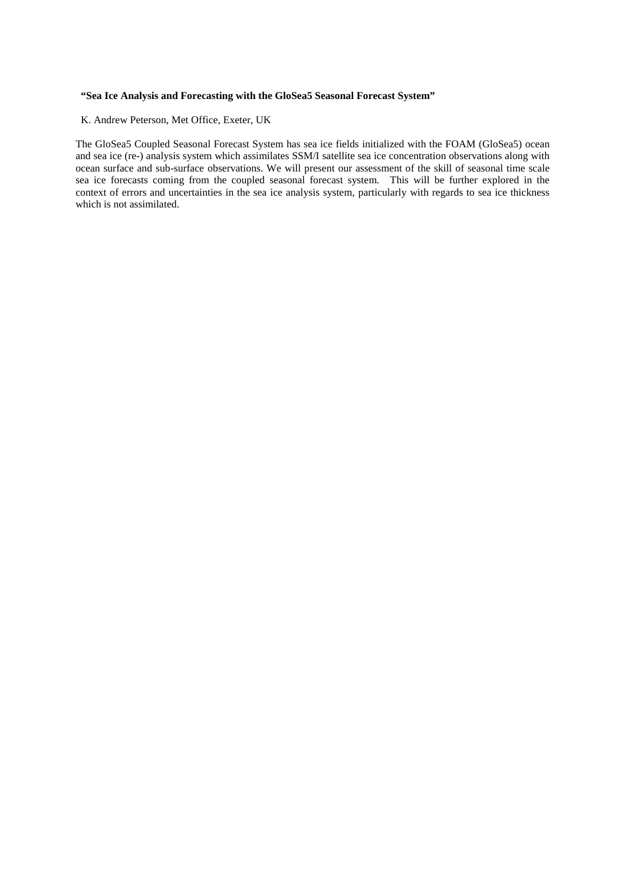**"Sea Ice Analysis and Forecasting with the GloSea5 Seasonal Forecast System"**

K. Andrew Peterson, Met Office, Exeter, UK

The GloSea5 Coupled Seasonal Forecast System has sea ice fields initialized with the FOAM (GloSea5) ocean and sea ice (re-) analysis system which assimilates SSM/I satellite sea ice concentration observations along with ocean surface and sub-surface observations. We will present our assessment of the skill of seasonal time scale sea ice forecasts coming from the coupled seasonal forecast system. This will be further explored in the context of errors and uncertainties in the sea ice analysis system, particularly with regards to sea ice thickness which is not assimilated.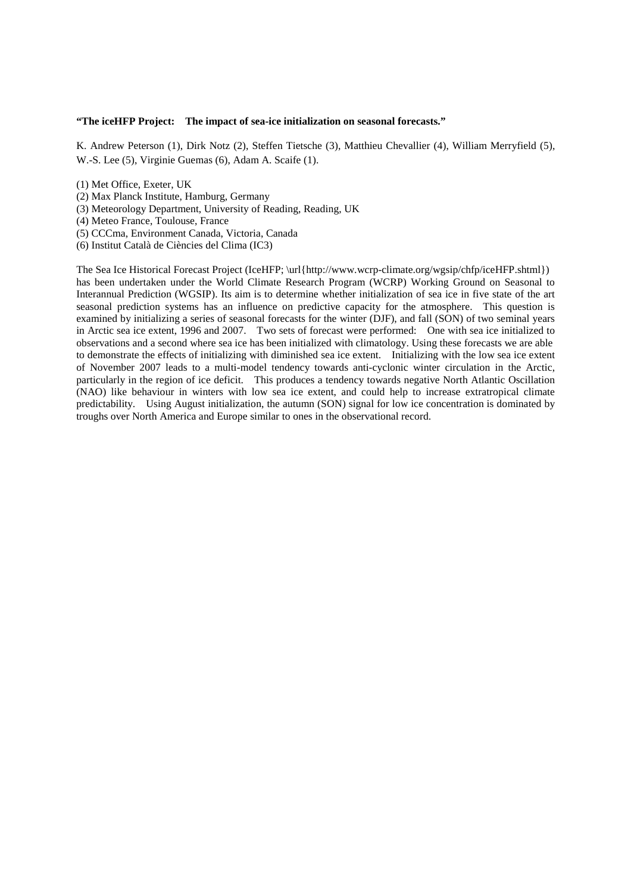**"The iceHFP Project: The impact of sea-ice initialization on seasonal forecasts."**

K. Andrew Peterson (1), Dirk Notz (2), Steffen Tietsche (3), Matthieu Chevallier (4), William Merryfield (5), W.-S. Lee (5), Virginie Guemas (6), Adam A. Scaife (1).

(1) Met Office, Exeter, UK
(2) Max Planck Institute, Hamburg, Germany
(3) Meteorology Department, University of Reading, Reading, UK
(4) Meteo France, Toulouse, France
(5) CCCma, Environment Canada, Victoria, Canada
(6) Institut Català de Ciències del Clima (IC3)

The Sea Ice Historical Forecast Project (IceHFP; \url{http://www.wcrp-climate.org/wgsip/chfp/iceHFP.shtml}) has been undertaken under the World Climate Research Program (WCRP) Working Ground on Seasonal to Interannual Prediction (WGSIP). Its aim is to determine whether initialization of sea ice in five state of the art seasonal prediction systems has an influence on predictive capacity for the atmosphere. This question is examined by initializing a series of seasonal forecasts for the winter (DJF), and fall (SON) of two seminal years in Arctic sea ice extent, 1996 and 2007. Two sets of forecast were performed: One with sea ice initialized to observations and a second where sea ice has been initialized with climatology. Using these forecasts we are able to demonstrate the effects of initializing with diminished sea ice extent. Initializing with the low sea ice extent of November 2007 leads to a multi-model tendency towards anti-cyclonic winter circulation in the Arctic, particularly in the region of ice deficit. This produces a tendency towards negative North Atlantic Oscillation (NAO) like behaviour in winters with low sea ice extent, and could help to increase extratropical climate predictability. Using August initialization, the autumn (SON) signal for low ice concentration is dominated by troughs over North America and Europe similar to ones in the observational record.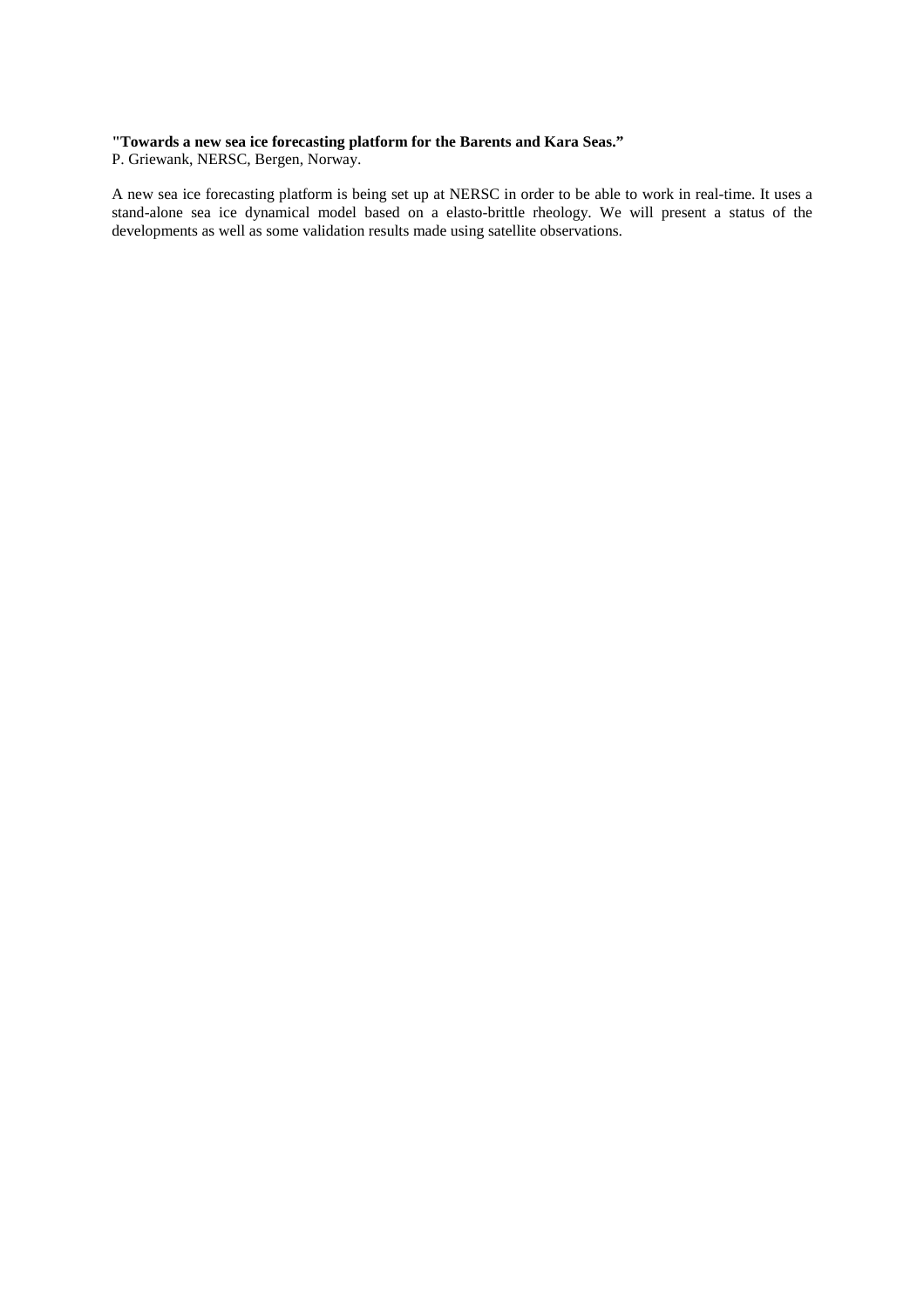**"Towards a new sea ice forecasting platform for the Barents and Kara Seas."**
P. Griewank, NERSC, Bergen, Norway.

A new sea ice forecasting platform is being set up at NERSC in order to be able to work in real-time. It uses a stand-alone sea ice dynamical model based on a elasto-brittle rheology. We will present a status of the developments as well as some validation results made using satellite observations.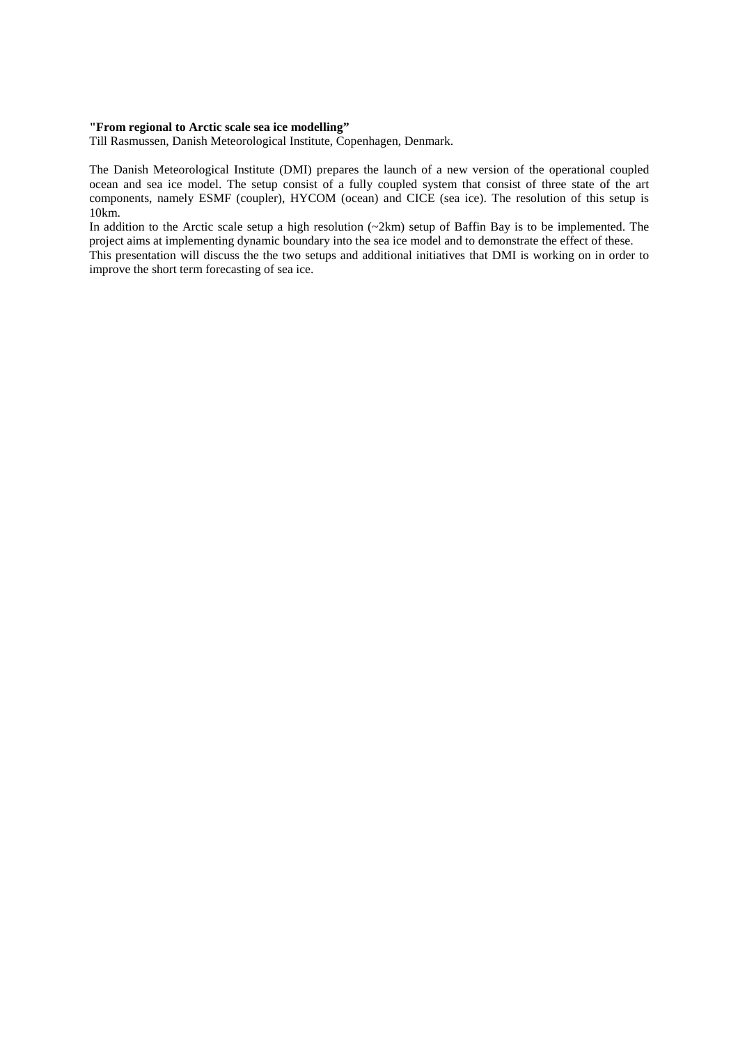**"From regional to Arctic scale sea ice modelling"**

Till Rasmussen, Danish Meteorological Institute, Copenhagen, Denmark.

The Danish Meteorological Institute (DMI) prepares the launch of a new version of the operational coupled ocean and sea ice model. The setup consist of a fully coupled system that consist of three state of the art components, namely ESMF (coupler), HYCOM (ocean) and CICE (sea ice). The resolution of this setup is 10km.

In addition to the Arctic scale setup a high resolution (~2km) setup of Baffin Bay is to be implemented. The project aims at implementing dynamic boundary into the sea ice model and to demonstrate the effect of these.

This presentation will discuss the the two setups and additional initiatives that DMI is working on in order to improve the short term forecasting of sea ice.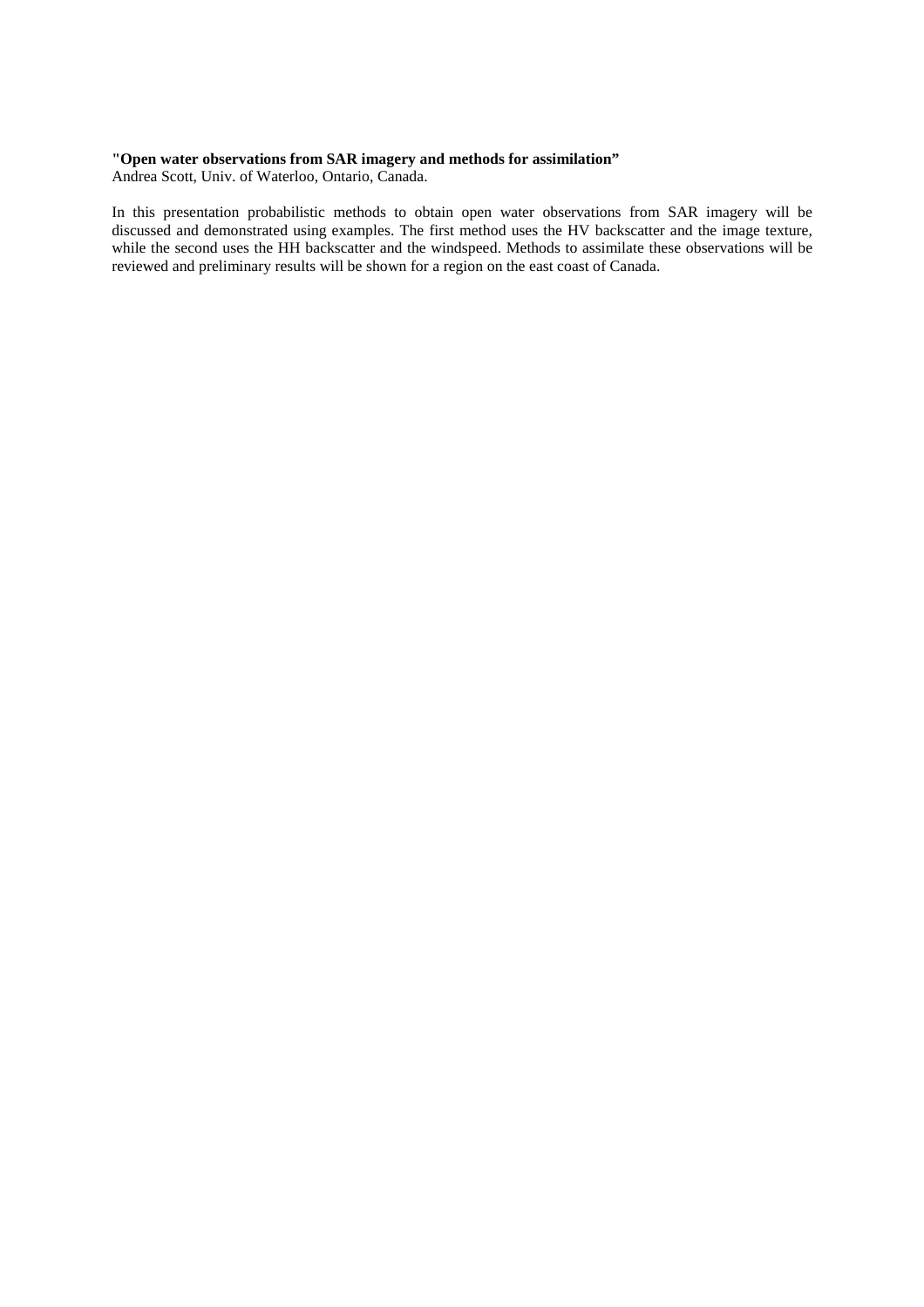**"Open water observations from SAR imagery and methods for assimilation"**
Andrea Scott, Univ. of Waterloo, Ontario, Canada.

In this presentation probabilistic methods to obtain open water observations from SAR imagery will be discussed and demonstrated using examples. The first method uses the HV backscatter and the image texture, while the second uses the HH backscatter and the windspeed. Methods to assimilate these observations will be reviewed and preliminary results will be shown for a region on the east coast of Canada.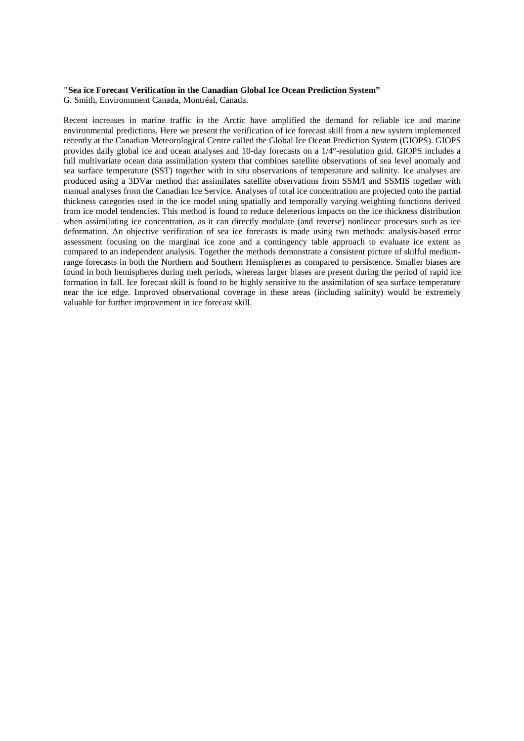**"Sea ice Forecast Verification in the Canadian Global Ice Ocean Prediction System"**
G. Smith, Environnment Canada, Montréal, Canada.

Recent increases in marine traffic in the Arctic have amplified the demand for reliable ice and marine environmental predictions. Here we present the verification of ice forecast skill from a new system implemented recently at the Canadian Meteorological Centre called the Global Ice Ocean Prediction System (GIOPS). GIOPS provides daily global ice and ocean analyses and 10-day forecasts on a 1/4°-resolution grid. GIOPS includes a full multivariate ocean data assimilation system that combines satellite observations of sea level anomaly and sea surface temperature (SST) together with in situ observations of temperature and salinity. Ice analyses are produced using a 3DVar method that assimilates satellite observations from SSM/I and SSMIS together with manual analyses from the Canadian Ice Service. Analyses of total ice concentration are projected onto the partial thickness categories used in the ice model using spatially and temporally varying weighting functions derived from ice model tendencies. This method is found to reduce deleterious impacts on the ice thickness distribution when assimilating ice concentration, as it can directly modulate (and reverse) nonlinear processes such as ice deformation. An objective verification of sea ice forecasts is made using two methods: analysis-based error assessment focusing on the marginal ice zone and a contingency table approach to evaluate ice extent as compared to an independent analysis. Together the methods demonstrate a consistent picture of skilful medium-range forecasts in both the Northern and Southern Hemispheres as compared to persistence. Smaller biases are found in both hemispheres during melt periods, whereas larger biases are present during the period of rapid ice formation in fall. Ice forecast skill is found to be highly sensitive to the assimilation of sea surface temperature near the ice edge. Improved observational coverage in these areas (including salinity) would be extremely valuable for further improvement in ice forecast skill.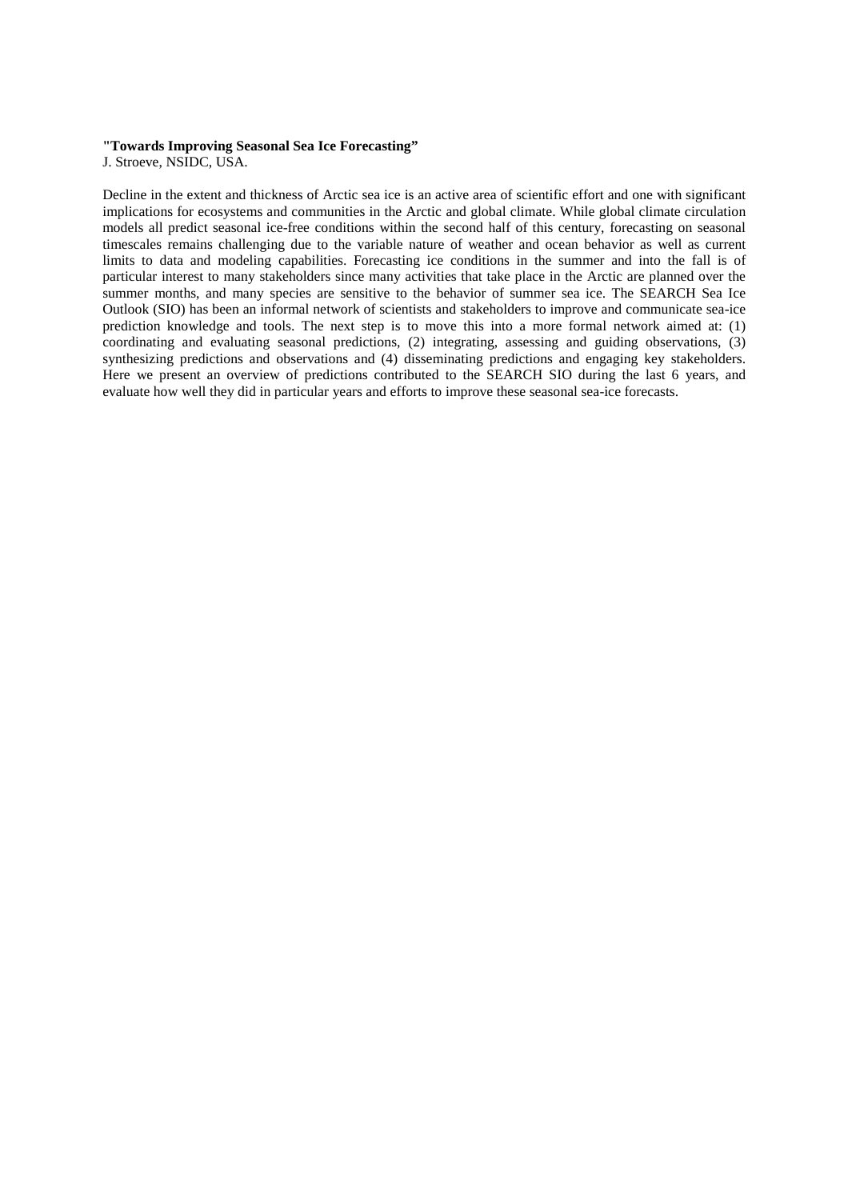**"Towards Improving Seasonal Sea Ice Forecasting"**
J. Stroeve, NSIDC, USA.

Decline in the extent and thickness of Arctic sea ice is an active area of scientific effort and one with significant implications for ecosystems and communities in the Arctic and global climate. While global climate circulation models all predict seasonal ice-free conditions within the second half of this century, forecasting on seasonal timescales remains challenging due to the variable nature of weather and ocean behavior as well as current limits to data and modeling capabilities. Forecasting ice conditions in the summer and into the fall is of particular interest to many stakeholders since many activities that take place in the Arctic are planned over the summer months, and many species are sensitive to the behavior of summer sea ice. The SEARCH Sea Ice Outlook (SIO) has been an informal network of scientists and stakeholders to improve and communicate sea-ice prediction knowledge and tools. The next step is to move this into a more formal network aimed at: (1) coordinating and evaluating seasonal predictions, (2) integrating, assessing and guiding observations, (3) synthesizing predictions and observations and (4) disseminating predictions and engaging key stakeholders. Here we present an overview of predictions contributed to the SEARCH SIO during the last 6 years, and evaluate how well they did in particular years and efforts to improve these seasonal sea-ice forecasts.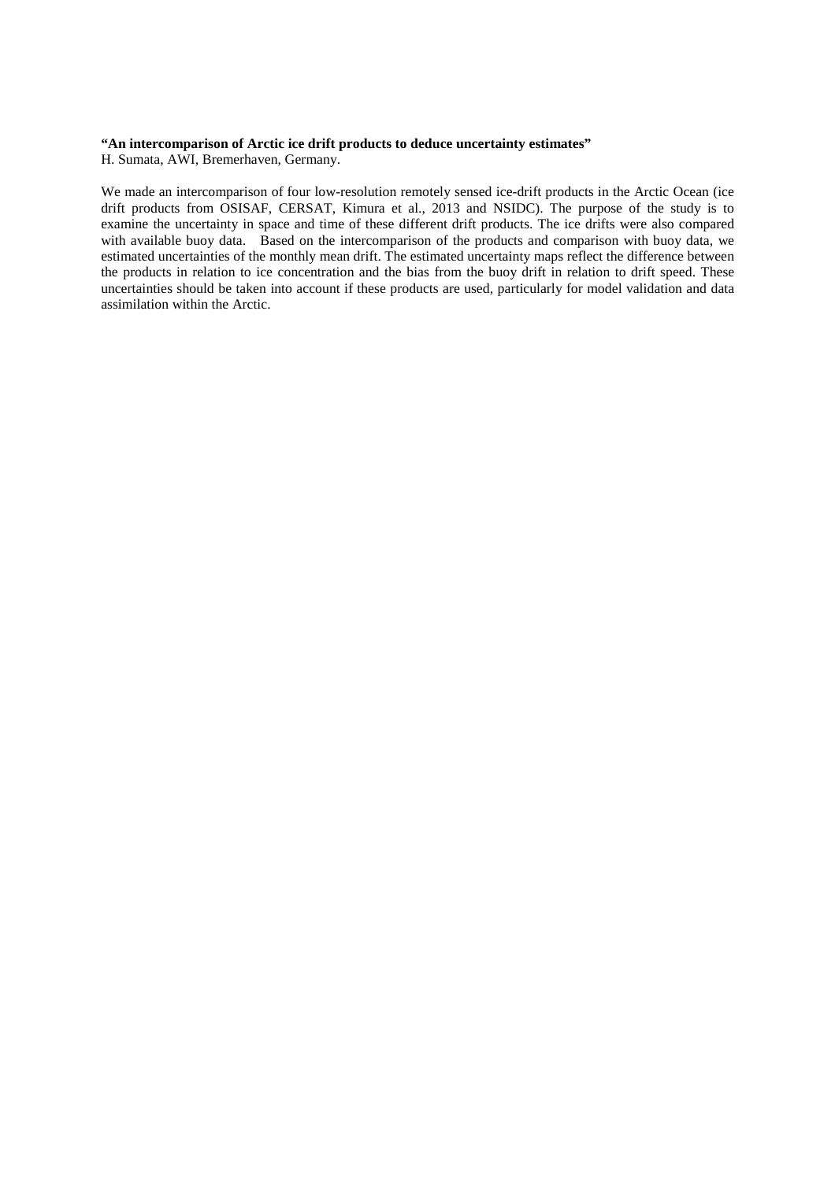**“An intercomparison of Arctic ice drift products to deduce uncertainty estimates”**
H. Sumata, AWI, Bremerhaven, Germany.

We made an intercomparison of four low-resolution remotely sensed ice-drift products in the Arctic Ocean (ice drift products from OSISAF, CERSAT, Kimura et al., 2013 and NSIDC). The purpose of the study is to examine the uncertainty in space and time of these different drift products. The ice drifts were also compared with available buoy data. Based on the intercomparison of the products and comparison with buoy data, we estimated uncertainties of the monthly mean drift. The estimated uncertainty maps reflect the difference between the products in relation to ice concentration and the bias from the buoy drift in relation to drift speed. These uncertainties should be taken into account if these products are used, particularly for model validation and data assimilation within the Arctic.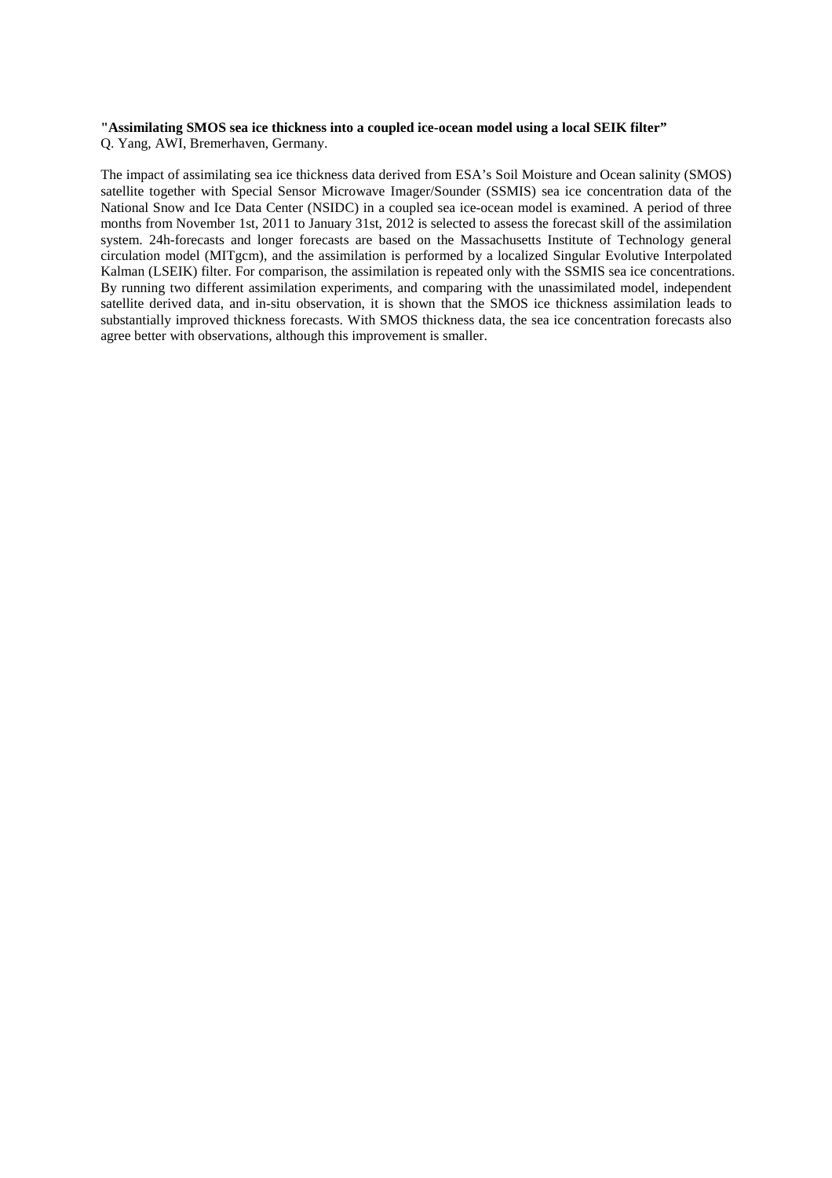**"Assimilating SMOS sea ice thickness into a coupled ice-ocean model using a local SEIK filter"**
Q. Yang, AWI, Bremerhaven, Germany.

The impact of assimilating sea ice thickness data derived from ESA's Soil Moisture and Ocean salinity (SMOS) satellite together with Special Sensor Microwave Imager/Sounder (SSMIS) sea ice concentration data of the National Snow and Ice Data Center (NSIDC) in a coupled sea ice-ocean model is examined. A period of three months from November 1st, 2011 to January 31st, 2012 is selected to assess the forecast skill of the assimilation system. 24h-forecasts and longer forecasts are based on the Massachusetts Institute of Technology general circulation model (MITgcm), and the assimilation is performed by a localized Singular Evolutive Interpolated Kalman (LSEIK) filter. For comparison, the assimilation is repeated only with the SSMIS sea ice concentrations. By running two different assimilation experiments, and comparing with the unassimilated model, independent satellite derived data, and in-situ observation, it is shown that the SMOS ice thickness assimilation leads to substantially improved thickness forecasts. With SMOS thickness data, the sea ice concentration forecasts also agree better with observations, although this improvement is smaller.